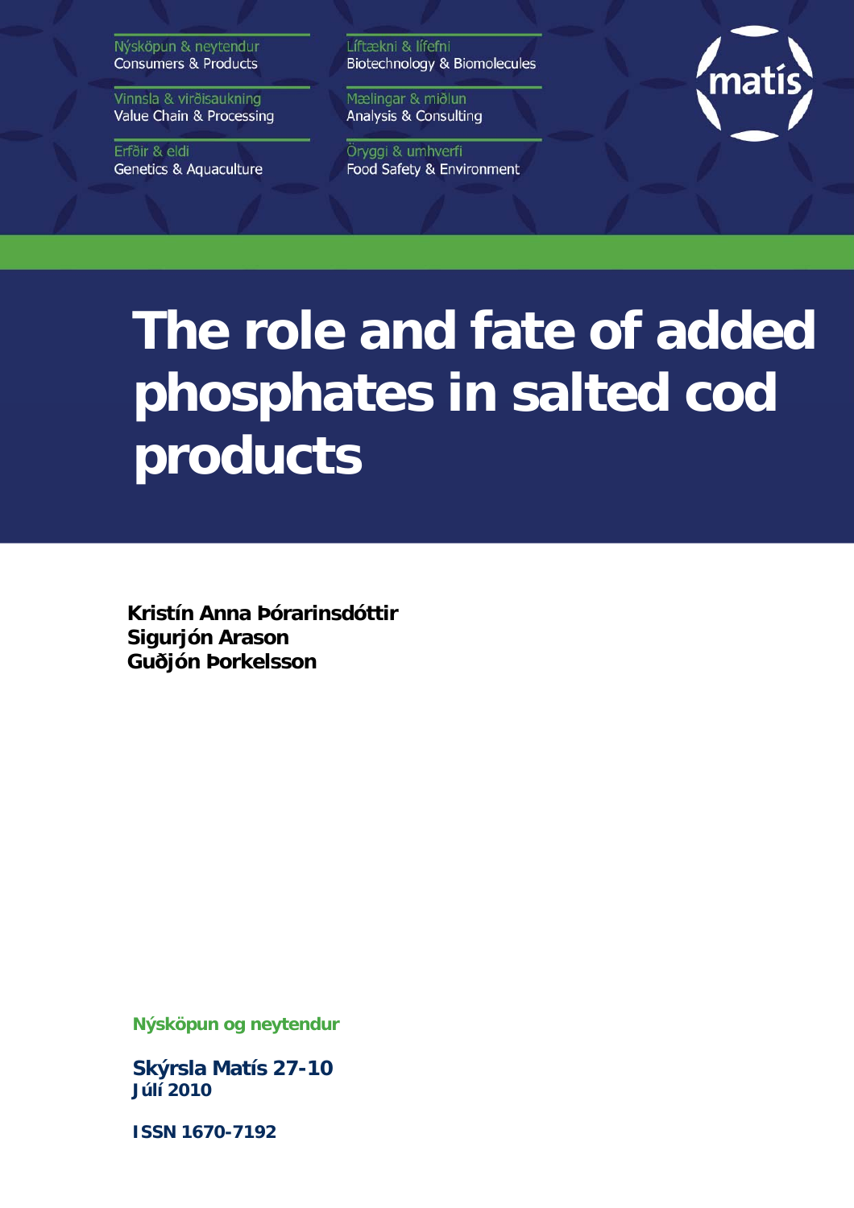Nýsköpun & neytendur
Consumers & Products

Vinnsla & virðisaukning
Value Chain & Processing

Erfðir & eldi
Genetics & Aquaculture

Líftækni & lífefni
Biotechnology & Biomolecules

Mælingar & miðlun
Analysis & Consulting

Öryggi & umhverfi
Food Safety & Environment

matís

# The role and fate of added phosphates in salted cod products

**Kristín Anna Þórarinsdóttir**
**Sigurjón Arason**
**Guðjón Þorkelsson**

**Nýsköpun og neytendur**

**Skýrsla Matís 27-10**
**Júlí 2010**

**ISSN 1670-7192**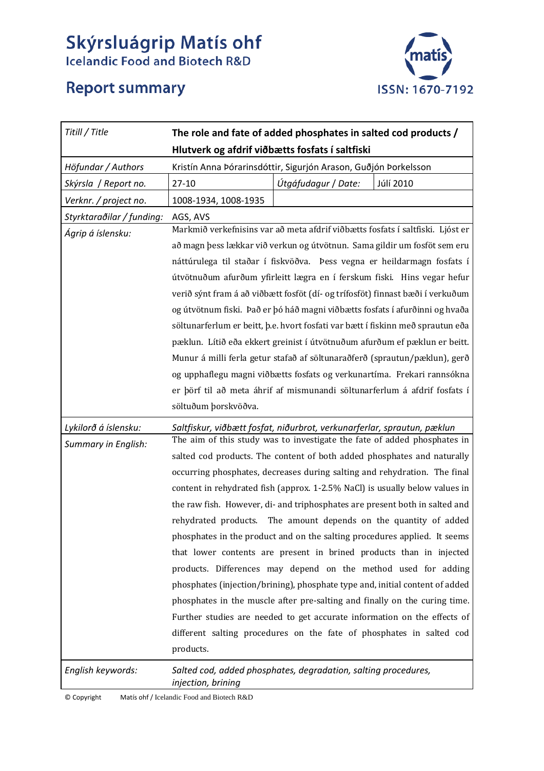# Skýrsluágrip Matís ohf

## Icelandic Food and Biotech R&D

# Report summary

ISSN: 1670-7192

| *Titill / Title* | **The role and fate of added phosphates in salted cod products / Hlutverk og afdrif viðbætts fosfats í saltfiski** | | |
|---|---|---|---|
| *Höfundar / Authors* | Kristín Anna Þórarinsdóttir, Sigurjón Arason, Guðjón Þorkelsson | | |
| *Skýrsla / Report no.* | 27-10 | *Útgáfudagur / Date:* | Júlí 2010 |
| *Verknr. / project no.* | 1008-1934, 1008-1935 | | |
| *Styrktaraðilar / funding:* | AGS, AVS | | |
| *Ágrip á íslensku:* | Markmið verkefnisins var að meta afdrif viðbætts fosfats í saltfiski. Ljóst er að magn þess lækkar við verkun og útvötnun. Sama gildir um fosföt sem eru náttúrulega til staðar í fiskvöðva. Þess vegna er heildarmagn fosfats í útvötnuðum afurðum yfirleitt lægra en í ferskum fiski. Hins vegar hefur verið sýnt fram á að viðbætt fosföt (dí- og trífosföt) finnast bæði í verkuðum og útvötnum fiski. Það er þó háð magni viðbætts fosfats í afurðinni og hvaða söltunarferlum er beitt, þ.e. hvort fosfati var bætt í fiskinn með sprautun eða pæklun. Lítið eða ekkert greinist í útvötnuðum afurðum ef pæklun er beitt. Munur á milli ferla getur stafað af söltunaraðferð (sprautun/pæklun), gerð og upphaflegu magni viðbætts fosfats og verkunartíma. Frekari rannsókna er þörf til að meta áhrif af mismunandi söltunarferlum á afdrif fosfats í söltuðum þorskvöðva. | | |
| *Lykilorð á íslensku:* | *Saltfiskur, viðbætt fosfat, niðurbrot, verkunarferlar, sprautun, pæklun* | | |
| *Summary in English:* | The aim of this study was to investigate the fate of added phosphates in salted cod products. The content of both added phosphates and naturally occurring phosphates, decreases during salting and rehydration. The final content in rehydrated fish (approx. 1-2.5% NaCl) is usually below values in the raw fish. However, di- and triphosphates are present both in salted and rehydrated products. The amount depends on the quantity of added phosphates in the product and on the salting procedures applied. It seems that lower contents are present in brined products than in injected products. Differences may depend on the method used for adding phosphates (injection/brining), phosphate type and, initial content of added phosphates in the muscle after pre-salting and finally on the curing time. Further studies are needed to get accurate information on the effects of different salting procedures on the fate of phosphates in salted cod products. | | |
| *English keywords:* | *Salted cod, added phosphates, degradation, salting procedures, injection, brining* | | |

© Copyright Matís ohf / Icelandic Food and Biotech R&D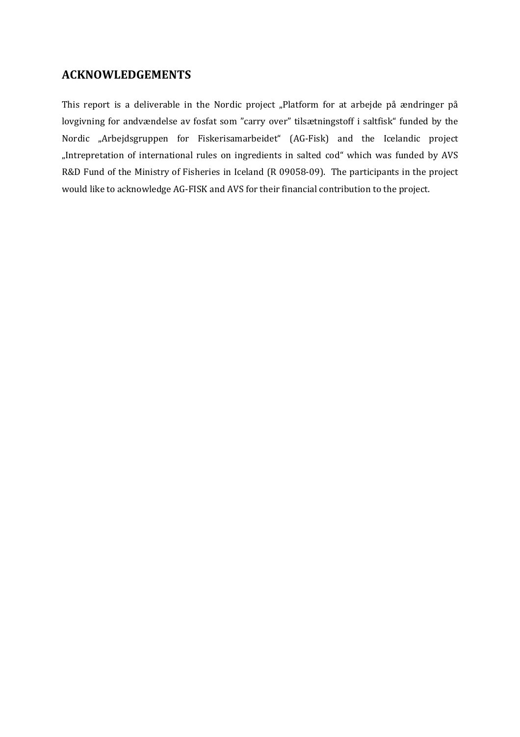## ACKNOWLEDGEMENTS

This report is a deliverable in the Nordic project „Platform for at arbejde på ændringer på lovgivning for andvændelse av fosfat som "carry over" tilsætningstoff i saltfisk" funded by the Nordic „Arbejdsgruppen for Fiskerisamarbeidet" (AG-Fisk) and the Icelandic project „Intrepretation of international rules on ingredients in salted cod" which was funded by AVS R&D Fund of the Ministry of Fisheries in Iceland (R 09058-09). The participants in the project would like to acknowledge AG-FISK and AVS for their financial contribution to the project.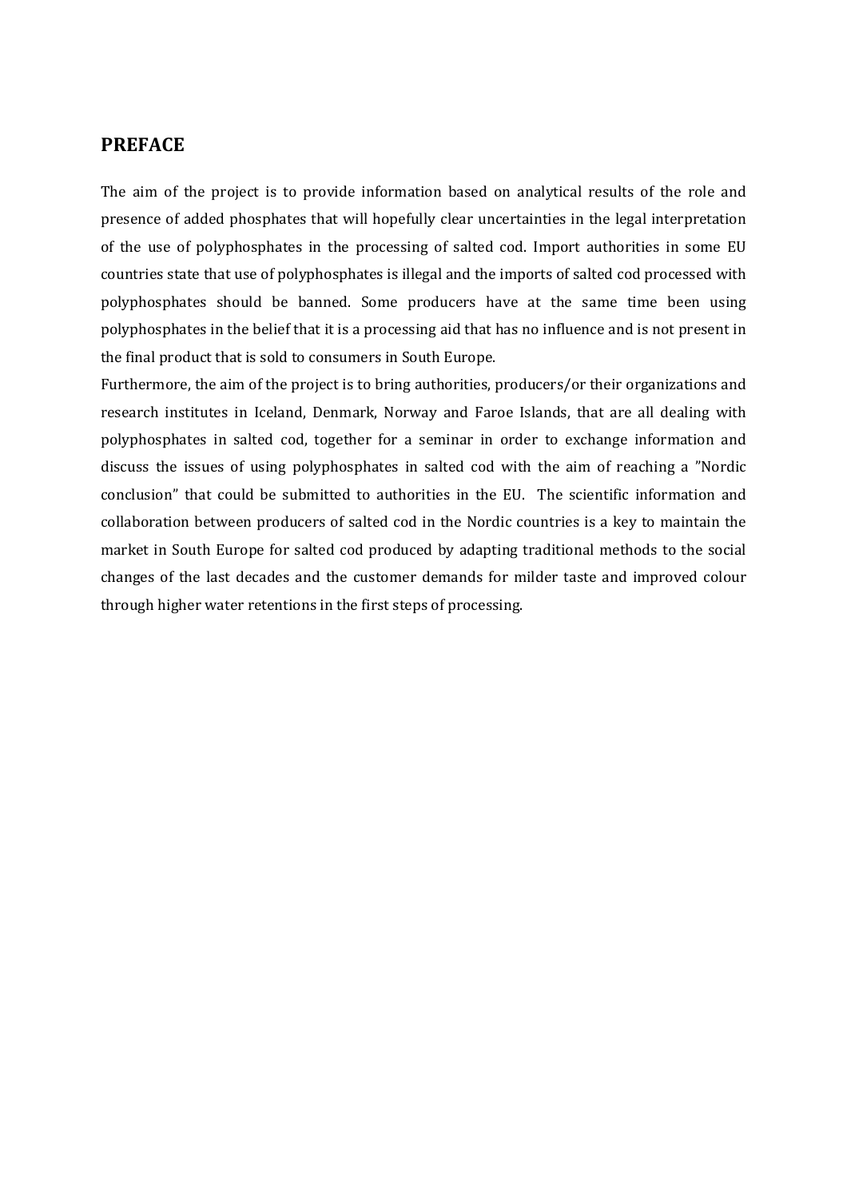## PREFACE

The aim of the project is to provide information based on analytical results of the role and presence of added phosphates that will hopefully clear uncertainties in the legal interpretation of the use of polyphosphates in the processing of salted cod. Import authorities in some EU countries state that use of polyphosphates is illegal and the imports of salted cod processed with polyphosphates should be banned. Some producers have at the same time been using polyphosphates in the belief that it is a processing aid that has no influence and is not present in the final product that is sold to consumers in South Europe.

Furthermore, the aim of the project is to bring authorities, producers/or their organizations and research institutes in Iceland, Denmark, Norway and Faroe Islands, that are all dealing with polyphosphates in salted cod, together for a seminar in order to exchange information and discuss the issues of using polyphosphates in salted cod with the aim of reaching a "Nordic conclusion" that could be submitted to authorities in the EU. The scientific information and collaboration between producers of salted cod in the Nordic countries is a key to maintain the market in South Europe for salted cod produced by adapting traditional methods to the social changes of the last decades and the customer demands for milder taste and improved colour through higher water retentions in the first steps of processing.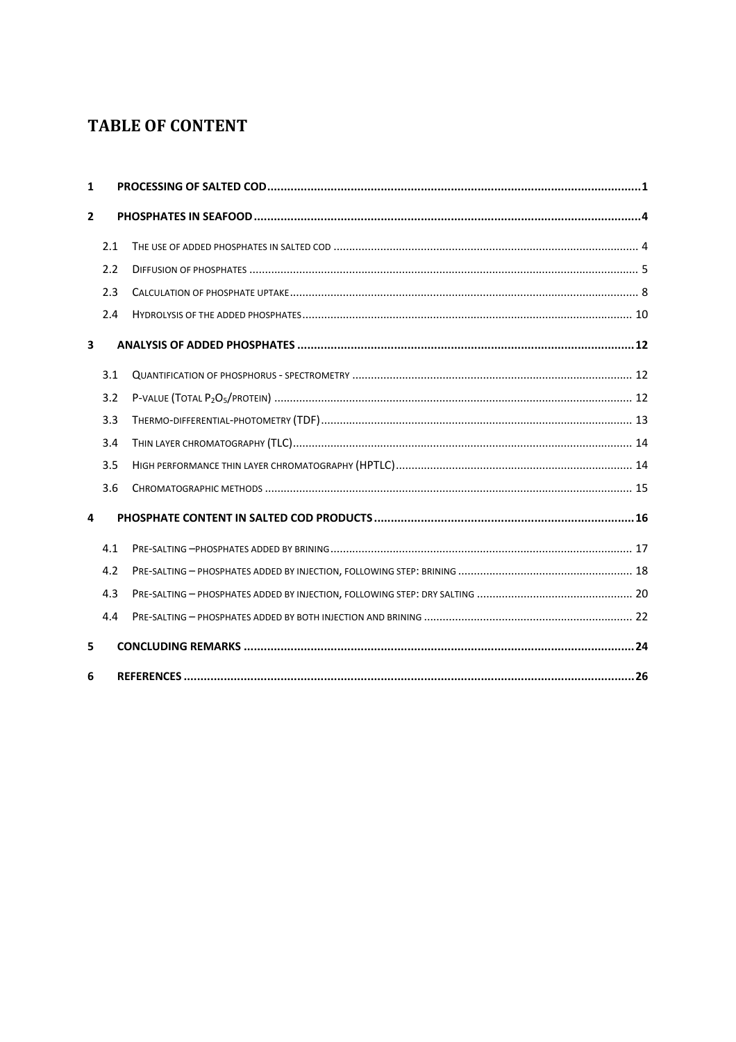# TABLE OF CONTENT

| | | |
|---|---|---|
| **1** | **PROCESSING OF SALTED COD** | **1** |
| **2** | **PHOSPHATES IN SEAFOOD** | **4** |
| 2.1 | THE USE OF ADDED PHOSPHATES IN SALTED COD | 4 |
| 2.2 | DIFFUSION OF PHOSPHATES | 5 |
| 2.3 | CALCULATION OF PHOSPHATE UPTAKE | 8 |
| 2.4 | HYDROLYSIS OF THE ADDED PHOSPHATES | 10 |
| **3** | **ANALYSIS OF ADDED PHOSPHATES** | **12** |
| 3.1 | QUANTIFICATION OF PHOSPHORUS - SPECTROMETRY | 12 |
| 3.2 | P-VALUE (TOTAL $P_2O_5$/PROTEIN) | 12 |
| 3.3 | THERMO-DIFFERENTIAL-PHOTOMETRY (TDF) | 13 |
| 3.4 | THIN LAYER CHROMATOGRAPHY (TLC) | 14 |
| 3.5 | HIGH PERFORMANCE THIN LAYER CHROMATOGRAPHY (HPTLC) | 14 |
| 3.6 | CHROMATOGRAPHIC METHODS | 15 |
| **4** | **PHOSPHATE CONTENT IN SALTED COD PRODUCTS** | **16** |
| 4.1 | PRE-SALTING –PHOSPHATES ADDED BY BRINING | 17 |
| 4.2 | PRE-SALTING – PHOSPHATES ADDED BY INJECTION, FOLLOWING STEP: BRINING | 18 |
| 4.3 | PRE-SALTING – PHOSPHATES ADDED BY INJECTION, FOLLOWING STEP: DRY SALTING | 20 |
| 4.4 | PRE-SALTING – PHOSPHATES ADDED BY BOTH INJECTION AND BRINING | 22 |
| **5** | **CONCLUDING REMARKS** | **24** |
| **6** | **REFERENCES** | **26** |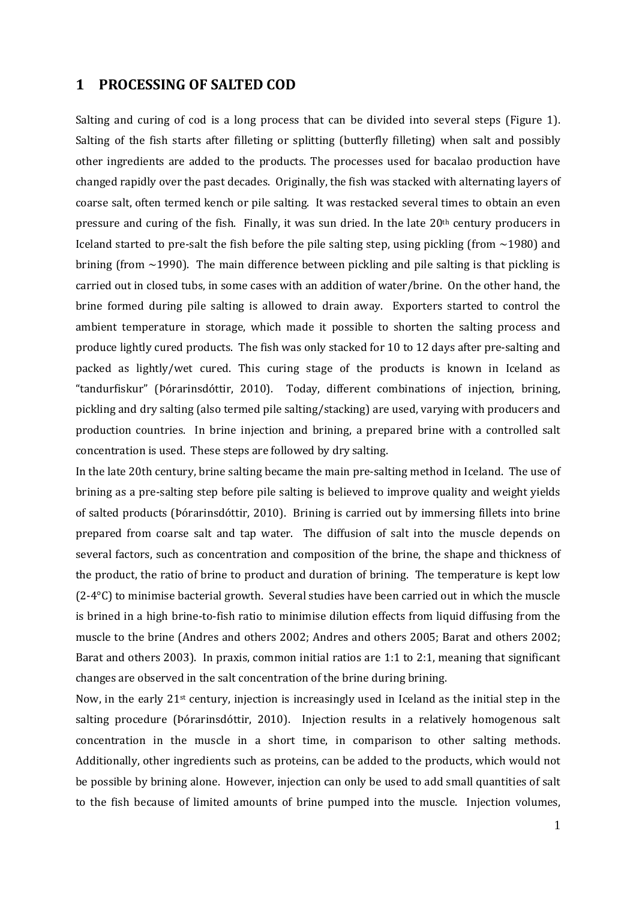# 1 PROCESSING OF SALTED COD

Salting and curing of cod is a long process that can be divided into several steps (Figure 1). Salting of the fish starts after filleting or splitting (butterfly filleting) when salt and possibly other ingredients are added to the products. The processes used for bacalao production have changed rapidly over the past decades. Originally, the fish was stacked with alternating layers of coarse salt, often termed kench or pile salting. It was restacked several times to obtain an even pressure and curing of the fish. Finally, it was sun dried. In the late 20th century producers in Iceland started to pre-salt the fish before the pile salting step, using pickling (from ~1980) and brining (from ~1990). The main difference between pickling and pile salting is that pickling is carried out in closed tubs, in some cases with an addition of water/brine. On the other hand, the brine formed during pile salting is allowed to drain away. Exporters started to control the ambient temperature in storage, which made it possible to shorten the salting process and produce lightly cured products. The fish was only stacked for 10 to 12 days after pre-salting and packed as lightly/wet cured. This curing stage of the products is known in Iceland as "tandurfiskur" (Þórarinsdóttir, 2010). Today, different combinations of injection, brining, pickling and dry salting (also termed pile salting/stacking) are used, varying with producers and production countries. In brine injection and brining, a prepared brine with a controlled salt concentration is used. These steps are followed by dry salting.

In the late 20th century, brine salting became the main pre-salting method in Iceland. The use of brining as a pre-salting step before pile salting is believed to improve quality and weight yields of salted products (Þórarinsdóttir, 2010). Brining is carried out by immersing fillets into brine prepared from coarse salt and tap water. The diffusion of salt into the muscle depends on several factors, such as concentration and composition of the brine, the shape and thickness of the product, the ratio of brine to product and duration of brining. The temperature is kept low (2-4°C) to minimise bacterial growth. Several studies have been carried out in which the muscle is brined in a high brine-to-fish ratio to minimise dilution effects from liquid diffusing from the muscle to the brine (Andres and others 2002; Andres and others 2005; Barat and others 2002; Barat and others 2003). In praxis, common initial ratios are 1:1 to 2:1, meaning that significant changes are observed in the salt concentration of the brine during brining.

Now, in the early 21st century, injection is increasingly used in Iceland as the initial step in the salting procedure (Þórarinsdóttir, 2010). Injection results in a relatively homogenous salt concentration in the muscle in a short time, in comparison to other salting methods. Additionally, other ingredients such as proteins, can be added to the products, which would not be possible by brining alone. However, injection can only be used to add small quantities of salt to the fish because of limited amounts of brine pumped into the muscle. Injection volumes,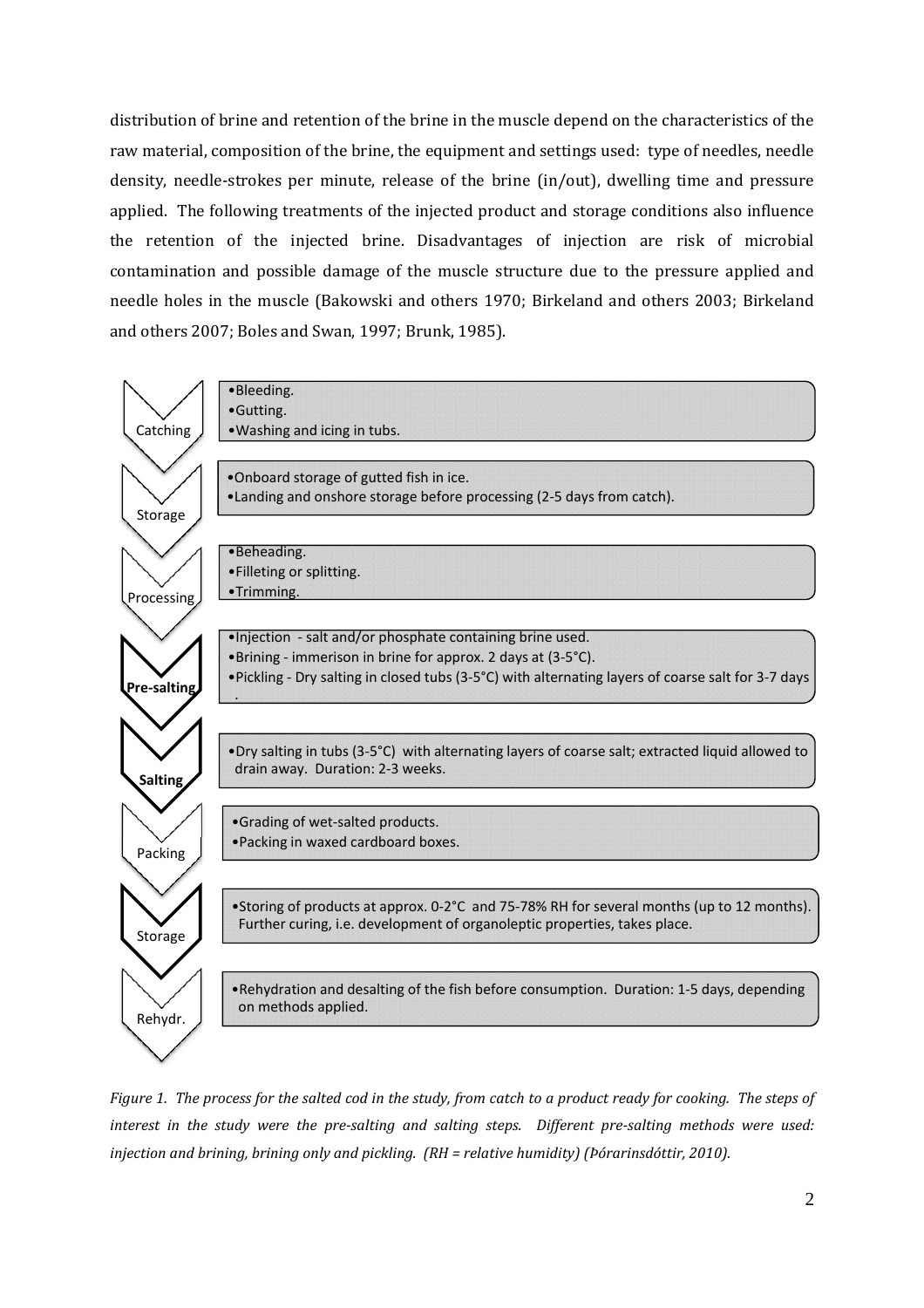distribution of brine and retention of the brine in the muscle depend on the characteristics of the raw material, composition of the brine, the equipment and settings used: type of needles, needle density, needle-strokes per minute, release of the brine (in/out), dwelling time and pressure applied. The following treatments of the injected product and storage conditions also influence the retention of the injected brine. Disadvantages of injection are risk of microbial contamination and possible damage of the muscle structure due to the pressure applied and needle holes in the muscle (Bakowski and others 1970; Birkeland and others 2003; Birkeland and others 2007; Boles and Swan, 1997; Brunk, 1985).

**Catching**
- Bleeding.
- Gutting.
- Washing and icing in tubs.

**Storage**
- Onboard storage of gutted fish in ice.
- Landing and onshore storage before processing (2-5 days from catch).

**Processing**
- Beheading.
- Filleting or splitting.
- Trimming.

**Pre-salting**
- Injection - salt and/or phosphate containing brine used.
- Brining - immerison in brine for approx. 2 days at (3-5°C).
- Pickling - Dry salting in closed tubs (3-5°C) with alternating layers of coarse salt for 3-7 days .

**Salting**
- Dry salting in tubs (3-5°C) with alternating layers of coarse salt; extracted liquid allowed to drain away. Duration: 2-3 weeks.

**Packing**
- Grading of wet-salted products.
- Packing in waxed cardboard boxes.

**Storage**
- Storing of products at approx. 0-2°C and 75-78% RH for several months (up to 12 months). Further curing, i.e. development of organoleptic properties, takes place.

**Rehydr.**
- Rehydration and desalting of the fish before consumption. Duration: 1-5 days, depending on methods applied.

*Figure 1. The process for the salted cod in the study, from catch to a product ready for cooking. The steps of interest in the study were the pre-salting and salting steps. Different pre-salting methods were used: injection and brining, brining only and pickling. (RH = relative humidity) (Þórarinsdóttir, 2010).*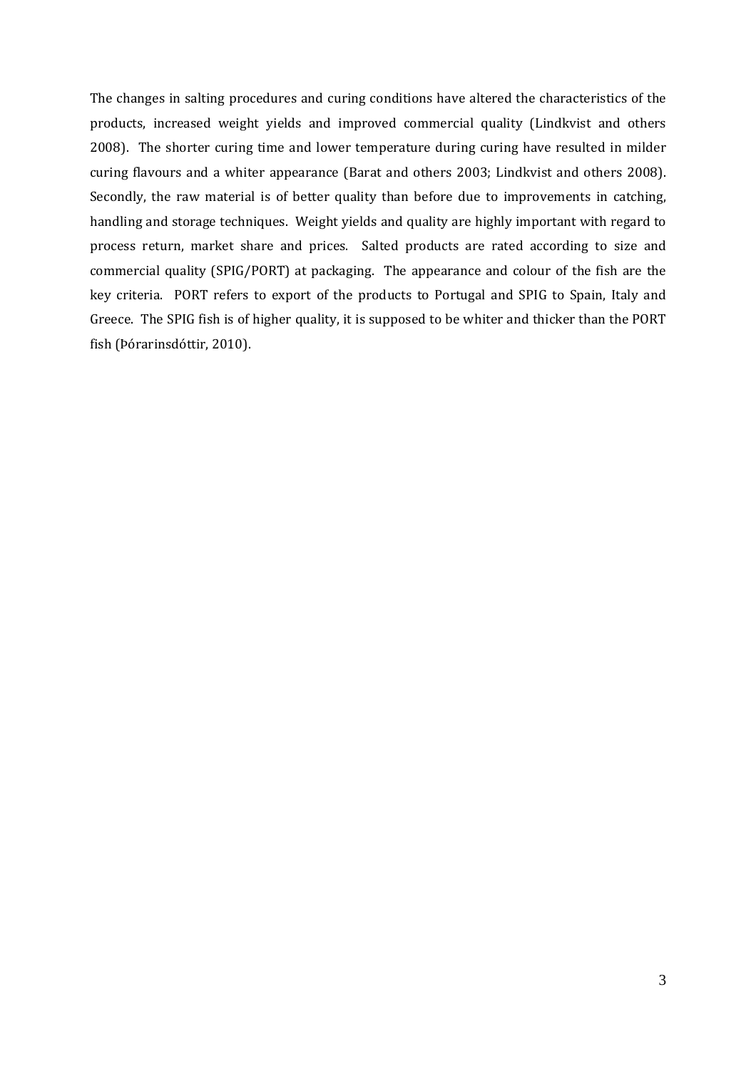The changes in salting procedures and curing conditions have altered the characteristics of the products, increased weight yields and improved commercial quality (Lindkvist and others 2008). The shorter curing time and lower temperature during curing have resulted in milder curing flavours and a whiter appearance (Barat and others 2003; Lindkvist and others 2008). Secondly, the raw material is of better quality than before due to improvements in catching, handling and storage techniques. Weight yields and quality are highly important with regard to process return, market share and prices. Salted products are rated according to size and commercial quality (SPIG/PORT) at packaging. The appearance and colour of the fish are the key criteria. PORT refers to export of the products to Portugal and SPIG to Spain, Italy and Greece. The SPIG fish is of higher quality, it is supposed to be whiter and thicker than the PORT fish (Þórarinsdóttir, 2010).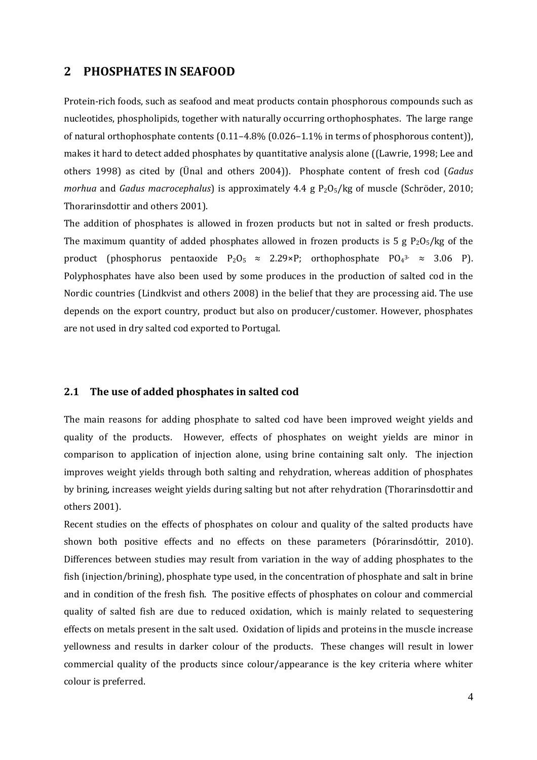## 2 PHOSPHATES IN SEAFOOD

Protein-rich foods, such as seafood and meat products contain phosphorous compounds such as nucleotides, phospholipids, together with naturally occurring orthophosphates. The large range of natural orthophosphate contents (0.11–4.8% (0.026–1.1% in terms of phosphorous content)), makes it hard to detect added phosphates by quantitative analysis alone ((Lawrie, 1998; Lee and others 1998) as cited by (Ünal and others 2004)). Phosphate content of fresh cod (*Gadus morhua* and *Gadus macrocephalus*) is approximately 4.4 g $P_2O_5$/kg of muscle (Schröder, 2010; Thorarinsdottir and others 2001).

The addition of phosphates is allowed in frozen products but not in salted or fresh products. The maximum quantity of added phosphates allowed in frozen products is 5 g $P_2O_5$/kg of the product (phosphorus pentaoxide $P_2O_5 \approx 2.29 \times P$; orthophosphate $PO_4^{3-} \approx 3.06$ P). Polyphosphates have also been used by some produces in the production of salted cod in the Nordic countries (Lindkvist and others 2008) in the belief that they are processing aid. The use depends on the export country, product but also on producer/customer. However, phosphates are not used in dry salted cod exported to Portugal.

### 2.1 The use of added phosphates in salted cod

The main reasons for adding phosphate to salted cod have been improved weight yields and quality of the products. However, effects of phosphates on weight yields are minor in comparison to application of injection alone, using brine containing salt only. The injection improves weight yields through both salting and rehydration, whereas addition of phosphates by brining, increases weight yields during salting but not after rehydration (Thorarinsdottir and others 2001).

Recent studies on the effects of phosphates on colour and quality of the salted products have shown both positive effects and no effects on these parameters (Þórarinsdóttir, 2010). Differences between studies may result from variation in the way of adding phosphates to the fish (injection/brining), phosphate type used, in the concentration of phosphate and salt in brine and in condition of the fresh fish. The positive effects of phosphates on colour and commercial quality of salted fish are due to reduced oxidation, which is mainly related to sequestering effects on metals present in the salt used. Oxidation of lipids and proteins in the muscle increase yellowness and results in darker colour of the products. These changes will result in lower commercial quality of the products since colour/appearance is the key criteria where whiter colour is preferred.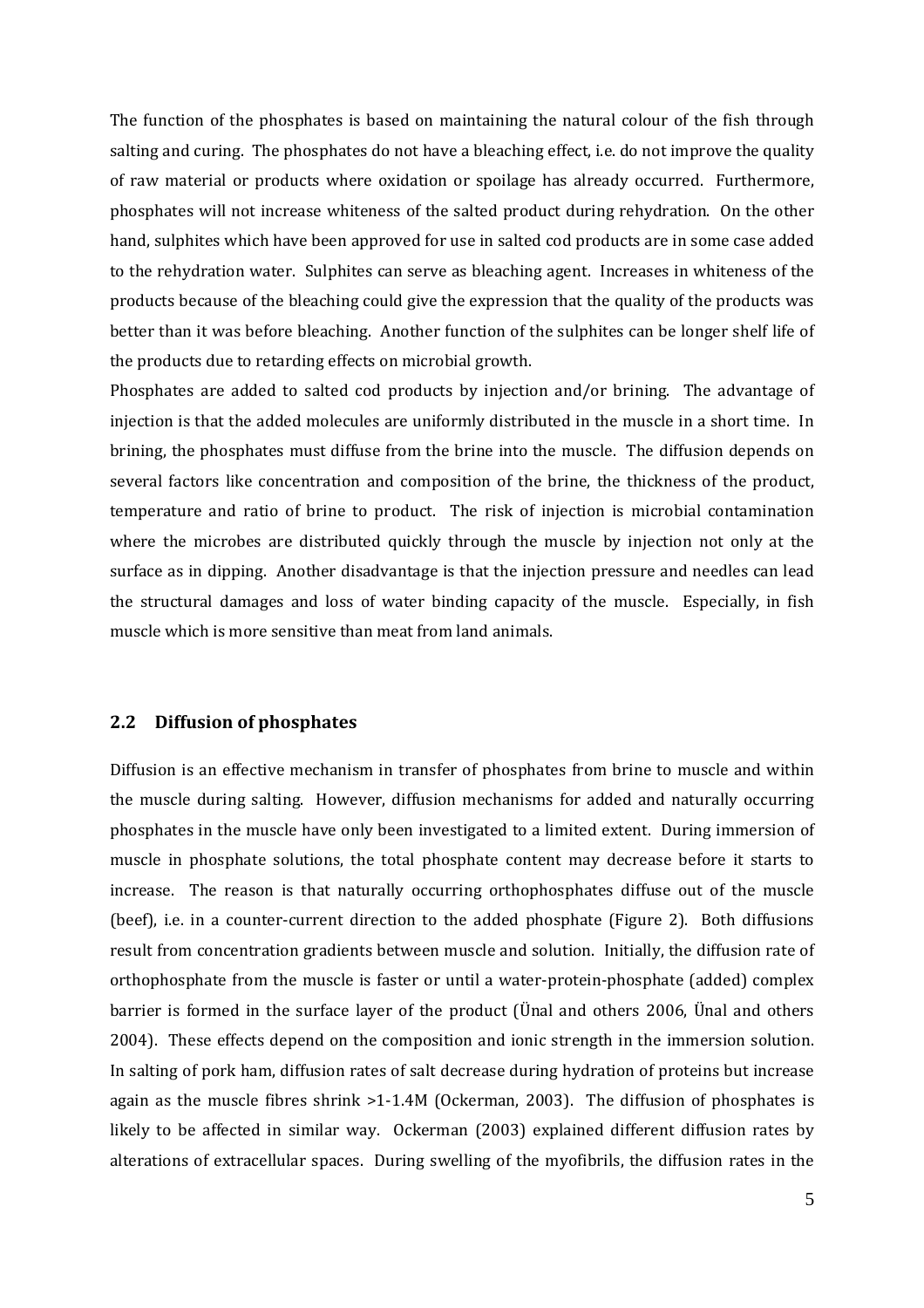The function of the phosphates is based on maintaining the natural colour of the fish through salting and curing. The phosphates do not have a bleaching effect, i.e. do not improve the quality of raw material or products where oxidation or spoilage has already occurred. Furthermore, phosphates will not increase whiteness of the salted product during rehydration. On the other hand, sulphites which have been approved for use in salted cod products are in some case added to the rehydration water. Sulphites can serve as bleaching agent. Increases in whiteness of the products because of the bleaching could give the expression that the quality of the products was better than it was before bleaching. Another function of the sulphites can be longer shelf life of the products due to retarding effects on microbial growth.

Phosphates are added to salted cod products by injection and/or brining. The advantage of injection is that the added molecules are uniformly distributed in the muscle in a short time. In brining, the phosphates must diffuse from the brine into the muscle. The diffusion depends on several factors like concentration and composition of the brine, the thickness of the product, temperature and ratio of brine to product. The risk of injection is microbial contamination where the microbes are distributed quickly through the muscle by injection not only at the surface as in dipping. Another disadvantage is that the injection pressure and needles can lead the structural damages and loss of water binding capacity of the muscle. Especially, in fish muscle which is more sensitive than meat from land animals.

## 2.2 Diffusion of phosphates

Diffusion is an effective mechanism in transfer of phosphates from brine to muscle and within the muscle during salting. However, diffusion mechanisms for added and naturally occurring phosphates in the muscle have only been investigated to a limited extent. During immersion of muscle in phosphate solutions, the total phosphate content may decrease before it starts to increase. The reason is that naturally occurring orthophosphates diffuse out of the muscle (beef), i.e. in a counter-current direction to the added phosphate (Figure 2). Both diffusions result from concentration gradients between muscle and solution. Initially, the diffusion rate of orthophosphate from the muscle is faster or until a water-protein-phosphate (added) complex barrier is formed in the surface layer of the product (Ünal and others 2006, Ünal and others 2004). These effects depend on the composition and ionic strength in the immersion solution. In salting of pork ham, diffusion rates of salt decrease during hydration of proteins but increase again as the muscle fibres shrink >1-1.4M (Ockerman, 2003). The diffusion of phosphates is likely to be affected in similar way. Ockerman (2003) explained different diffusion rates by alterations of extracellular spaces. During swelling of the myofibrils, the diffusion rates in the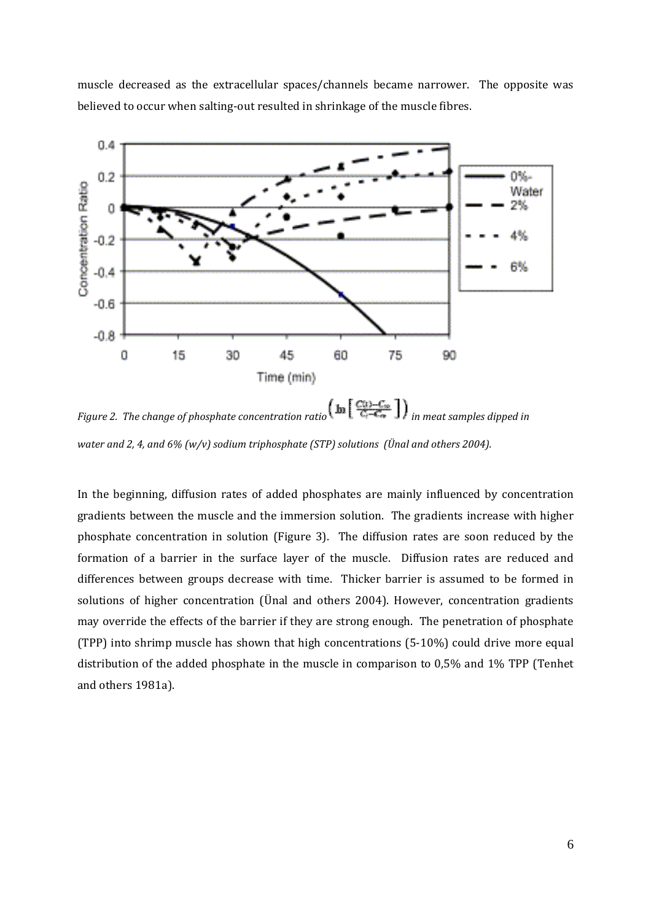muscle decreased as the extracellular spaces/channels became narrower. The opposite was believed to occur when salting-out resulted in shrinkage of the muscle fibres.

*Figure 2. The change of phosphate concentration ratio $\left( \ln \left[ \frac{C(t)-C_\infty}{C_i-C_\infty} \right] \right)$ in meat samples dipped in water and 2, 4, and 6% (w/v) sodium triphosphate (STP) solutions (Ünal and others 2004).*

In the beginning, diffusion rates of added phosphates are mainly influenced by concentration gradients between the muscle and the immersion solution. The gradients increase with higher phosphate concentration in solution (Figure 3). The diffusion rates are soon reduced by the formation of a barrier in the surface layer of the muscle. Diffusion rates are reduced and differences between groups decrease with time. Thicker barrier is assumed to be formed in solutions of higher concentration (Ünal and others 2004). However, concentration gradients may override the effects of the barrier if they are strong enough. The penetration of phosphate (TPP) into shrimp muscle has shown that high concentrations (5-10%) could drive more equal distribution of the added phosphate in the muscle in comparison to 0,5% and 1% TPP (Tenhet and others 1981a).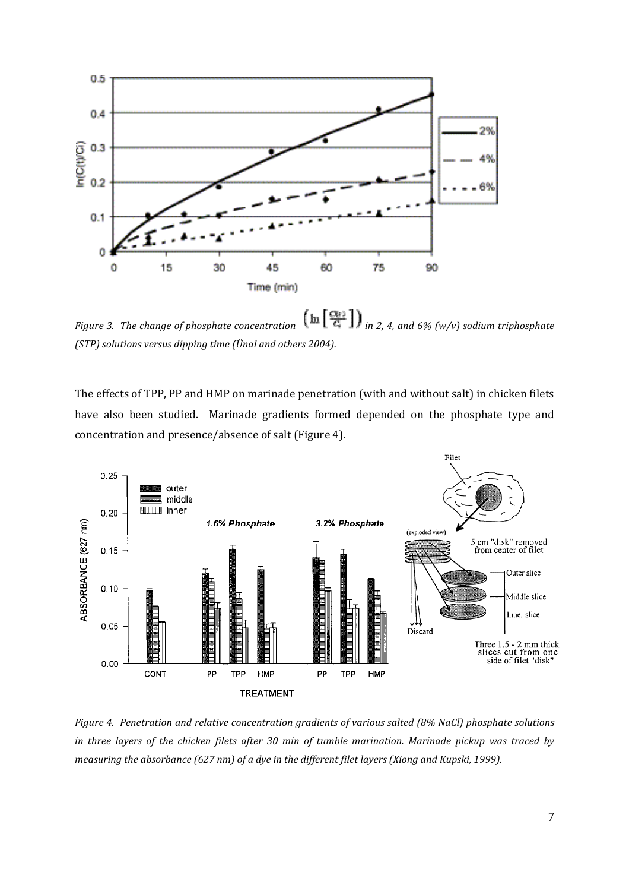*Figure 3. The change of phosphate concentration $\left(\ln\left[\frac{C(t)}{C_i}\right]\right)$ in 2, 4, and 6% (w/v) sodium triphosphate (STP) solutions versus dipping time (Ünal and others 2004).*

The effects of TPP, PP and HMP on marinade penetration (with and without salt) in chicken filets have also been studied. Marinade gradients formed depended on the phosphate type and concentration and presence/absence of salt (Figure 4).

*Figure 4. Penetration and relative concentration gradients of various salted (8% NaCl) phosphate solutions in three layers of the chicken filets after 30 min of tumble marination. Marinade pickup was traced by measuring the absorbance (627 nm) of a dye in the different filet layers (Xiong and Kupski, 1999).*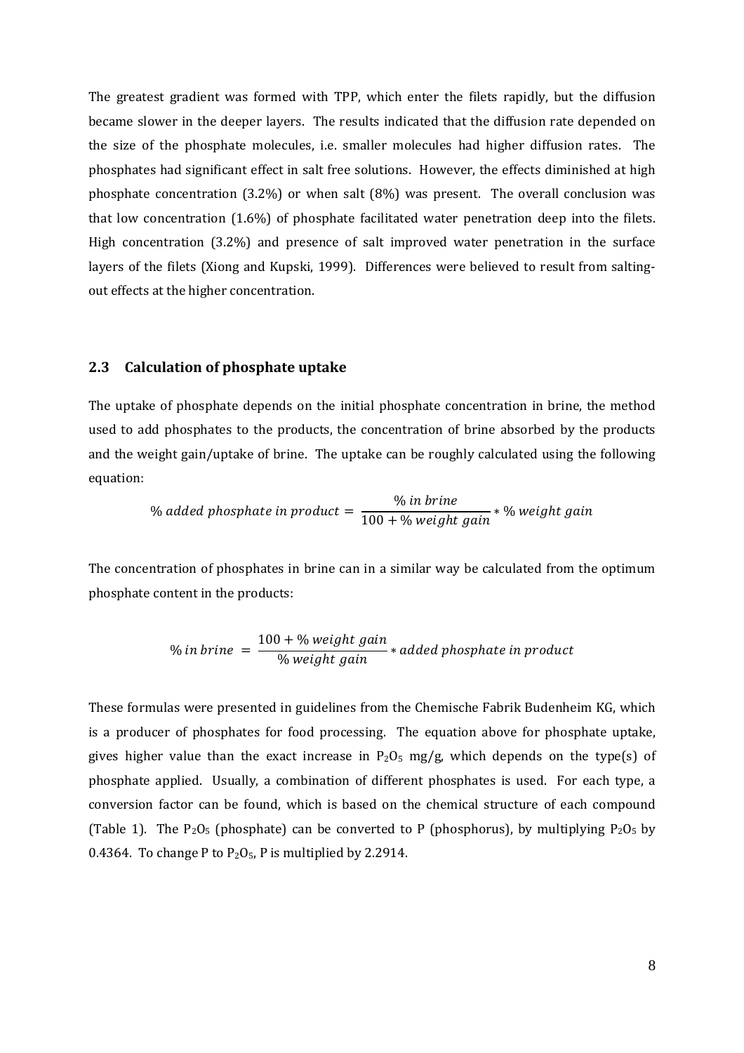The greatest gradient was formed with TPP, which enter the filets rapidly, but the diffusion became slower in the deeper layers. The results indicated that the diffusion rate depended on the size of the phosphate molecules, i.e. smaller molecules had higher diffusion rates. The phosphates had significant effect in salt free solutions. However, the effects diminished at high phosphate concentration (3.2%) or when salt (8%) was present. The overall conclusion was that low concentration (1.6%) of phosphate facilitated water penetration deep into the filets. High concentration (3.2%) and presence of salt improved water penetration in the surface layers of the filets (Xiong and Kupski, 1999). Differences were believed to result from salting-out effects at the higher concentration.

## 2.3 Calculation of phosphate uptake

The uptake of phosphate depends on the initial phosphate concentration in brine, the method used to add phosphates to the products, the concentration of brine absorbed by the products and the weight gain/uptake of brine. The uptake can be roughly calculated using the following equation:

$$\%\ added\ phosphate\ in\ product = \frac{\%\ in\ brine}{100 + \%\ weight\ gain} * \%\ weight\ gain$$

The concentration of phosphates in brine can in a similar way be calculated from the optimum phosphate content in the products:

$$\%\ in\ brine\ = \frac{100 + \%\ weight\ gain}{\%\ weight\ gain} * added\ phosphate\ in\ product$$

These formulas were presented in guidelines from the Chemische Fabrik Budenheim KG, which is a producer of phosphates for food processing. The equation above for phosphate uptake, gives higher value than the exact increase in $P_2O_5$ mg/g, which depends on the type(s) of phosphate applied. Usually, a combination of different phosphates is used. For each type, a conversion factor can be found, which is based on the chemical structure of each compound (Table 1). The $P_2O_5$ (phosphate) can be converted to P (phosphorus), by multiplying $P_2O_5$ by 0.4364. To change P to $P_2O_5$, P is multiplied by 2.2914.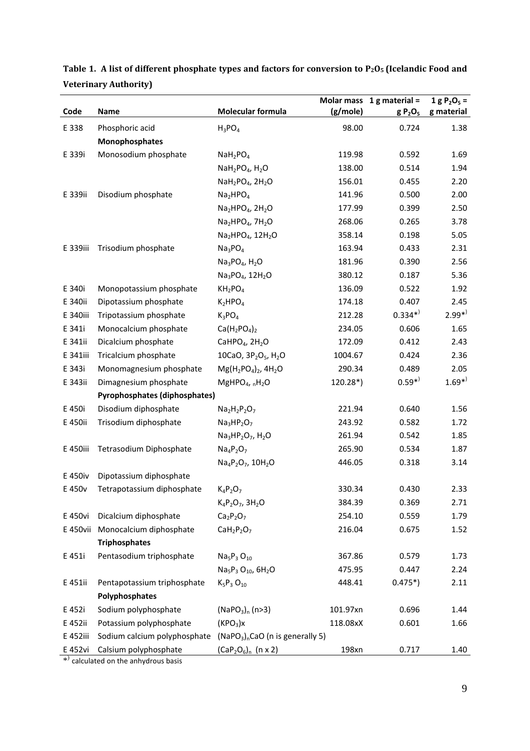**Table 1. A list of different phosphate types and factors for conversion to $P_2O_5$ (Icelandic Food and Veterinary Authority)**

| Code | Name | Molecular formula | Molar mass (g/mole) | 1 g material = g $P_2O_5$ | 1 g $P_2O_5$ = g material |
|---|---|---|---|---|---|
| E 338 | Phosphoric acid | $H_3PO_4$ | 98.00 | 0.724 | 1.38 |
| | **Monophosphates** | | | | |
| E 339i | Monosodium phosphate | $NaH_2PO_4$ | 119.98 | 0.592 | 1.69 |
| | | $NaH_2PO_4$, $H_2O$ | 138.00 | 0.514 | 1.94 |
| | | $NaH_2PO_4$, $2H_2O$ | 156.01 | 0.455 | 2.20 |
| E 339ii | Disodium phosphate | $Na_2HPO_4$ | 141.96 | 0.500 | 2.00 |
| | | $Na_2HPO_4$, $2H_2O$ | 177.99 | 0.399 | 2.50 |
| | | $Na_2HPO_4$, $7H_2O$ | 268.06 | 0.265 | 3.78 |
| | | $Na_2HPO_4$, $12H_2O$ | 358.14 | 0.198 | 5.05 |
| E 339iii | Trisodium phosphate | $Na_3PO_4$ | 163.94 | 0.433 | 2.31 |
| | | $Na_3PO_4$, $H_2O$ | 181.96 | 0.390 | 2.56 |
| | | $Na_3PO_4$, $12H_2O$ | 380.12 | 0.187 | 5.36 |
| E 340i | Monopotassium phosphate | $KH_2PO_4$ | 136.09 | 0.522 | 1.92 |
| E 340ii | Dipotassium phosphate | $K_2HPO_4$ | 174.18 | 0.407 | 2.45 |
| E 340iii | Tripotassium phosphate | $K_3PO_4$ | 212.28 | 0.334*) | 2.99*) |
| E 341i | Monocalcium phosphate | $Ca(H_2PO_4)_2$ | 234.05 | 0.606 | 1.65 |
| E 341ii | Dicalcium phosphate | $CaHPO_4$, $2H_2O$ | 172.09 | 0.412 | 2.43 |
| E 341iii | Tricalcium phosphate | $10CaO$, $3P_2O_5$, $H_2O$ | 1004.67 | 0.424 | 2.36 |
| E 343i | Monomagnesium phosphate | $Mg(H_2PO_4)_2$, $4H_2O$ | 290.34 | 0.489 | 2.05 |
| E 343ii | Dimagnesium phosphate | $MgHPO_4$, $_nH_2O$ | 120.28*) | 0.59*) | 1.69*) |
| | **Pyrophosphates (diphosphates)** | | | | |
| E 450i | Disodium diphosphate | $Na_2H_2P_2O_7$ | 221.94 | 0.640 | 1.56 |
| E 450ii | Trisodium diphosphate | $Na_3HP_2O_7$ | 243.92 | 0.582 | 1.72 |
| | | $Na_3HP_2O_7$, $H_2O$ | 261.94 | 0.542 | 1.85 |
| E 450iii | Tetrasodium Diphosphate | $Na_4P_2O_7$ | 265.90 | 0.534 | 1.87 |
| | | $Na_4P_2O_7$, $10H_2O$ | 446.05 | 0.318 | 3.14 |
| E 450iv | Dipotassium diphosphate | | | | |
| E 450v | Tetrapotassium diphosphate | $K_4P_2O_7$ | 330.34 | 0.430 | 2.33 |
| | | $K_4P_2O_7$, $3H_2O$ | 384.39 | 0.369 | 2.71 |
| E 450vi | Dicalcium diphosphate | $Ca_2P_2O_7$ | 254.10 | 0.559 | 1.79 |
| E 450vii | Monocalcium diphosphate | $CaH_2P_2O_7$ | 216.04 | 0.675 | 1.52 |
| | **Triphosphates** | | | | |
| E 451i | Pentasodium triphosphate | $Na_5P_3O_{10}$ | 367.86 | 0.579 | 1.73 |
| | | $Na_5P_3O_{10}$, $6H_2O$ | 475.95 | 0.447 | 2.24 |
| E 451ii | Pentapotassium triphosphate | $K_5P_3O_{10}$ | 448.41 | 0.475*) | 2.11 |
| | **Polyphosphates** | | | | |
| E 452i | Sodium polyphosphate | $(NaPO_3)_n$ (n>3) | 101.97xn | 0.696 | 1.44 |
| E 452ii | Potassium polyphosphate | $(KPO_3)x$ | 118.08xX | 0.601 | 1.66 |
| E 452iii | Sodium calcium polyphosphate | $(NaPO_3)_nCaO$ (n is generally 5) | | | |
| E 452vi | Calsium polyphosphate | $(CaP_2O_6)_n$ (n x 2) | 198xn | 0.717 | 1.40 |

*) calculated on the anhydrous basis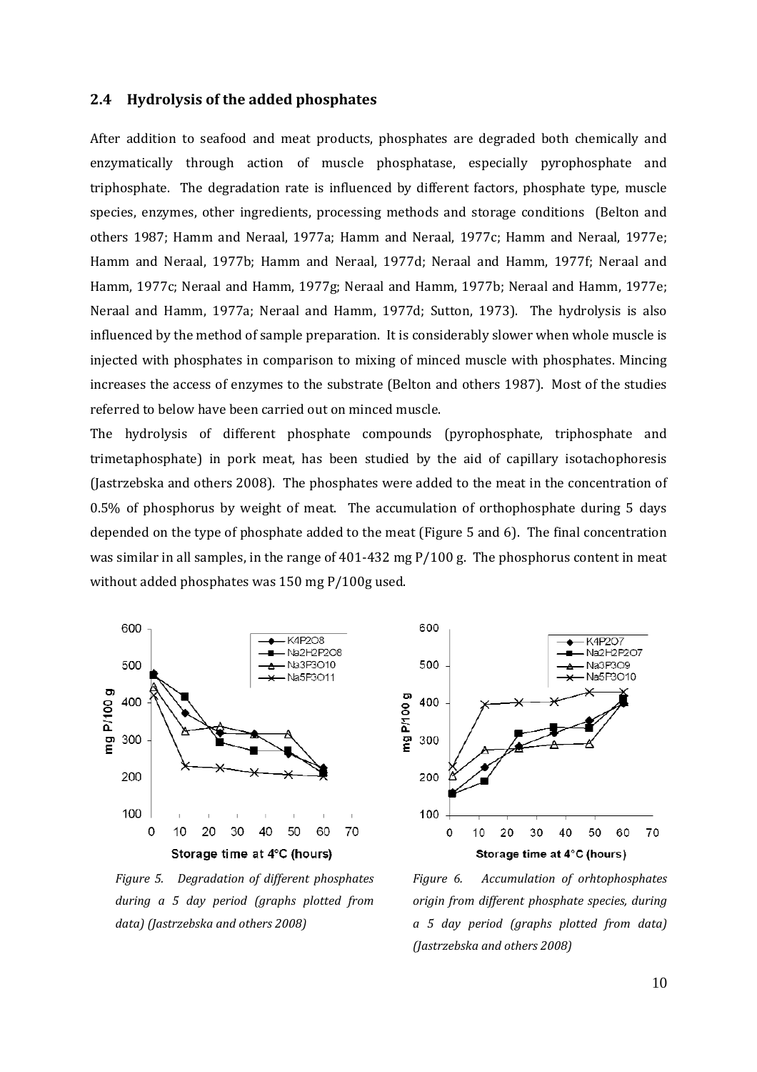## 2.4 Hydrolysis of the added phosphates

After addition to seafood and meat products, phosphates are degraded both chemically and enzymatically through action of muscle phosphatase, especially pyrophosphate and triphosphate. The degradation rate is influenced by different factors, phosphate type, muscle species, enzymes, other ingredients, processing methods and storage conditions (Belton and others 1987; Hamm and Neraal, 1977a; Hamm and Neraal, 1977c; Hamm and Neraal, 1977e; Hamm and Neraal, 1977b; Hamm and Neraal, 1977d; Neraal and Hamm, 1977f; Neraal and Hamm, 1977c; Neraal and Hamm, 1977g; Neraal and Hamm, 1977b; Neraal and Hamm, 1977e; Neraal and Hamm, 1977a; Neraal and Hamm, 1977d; Sutton, 1973). The hydrolysis is also influenced by the method of sample preparation. It is considerably slower when whole muscle is injected with phosphates in comparison to mixing of minced muscle with phosphates. Mincing increases the access of enzymes to the substrate (Belton and others 1987). Most of the studies referred to below have been carried out on minced muscle.

The hydrolysis of different phosphate compounds (pyrophosphate, triphosphate and trimetaphosphate) in pork meat, has been studied by the aid of capillary isotachophoresis (Jastrzebska and others 2008). The phosphates were added to the meat in the concentration of 0.5% of phosphorus by weight of meat. The accumulation of orthophosphate during 5 days depended on the type of phosphate added to the meat (Figure 5 and 6). The final concentration was similar in all samples, in the range of 401-432 mg P/100 g. The phosphorus content in meat without added phosphates was 150 mg P/100g used.

*Figure 5. Degradation of different phosphates during a 5 day period (graphs plotted from data) (Jastrzebska and others 2008)*

*Figure 6. Accumulation of orhtophosphates origin from different phosphate species, during a 5 day period (graphs plotted from data) (Jastrzebska and others 2008)*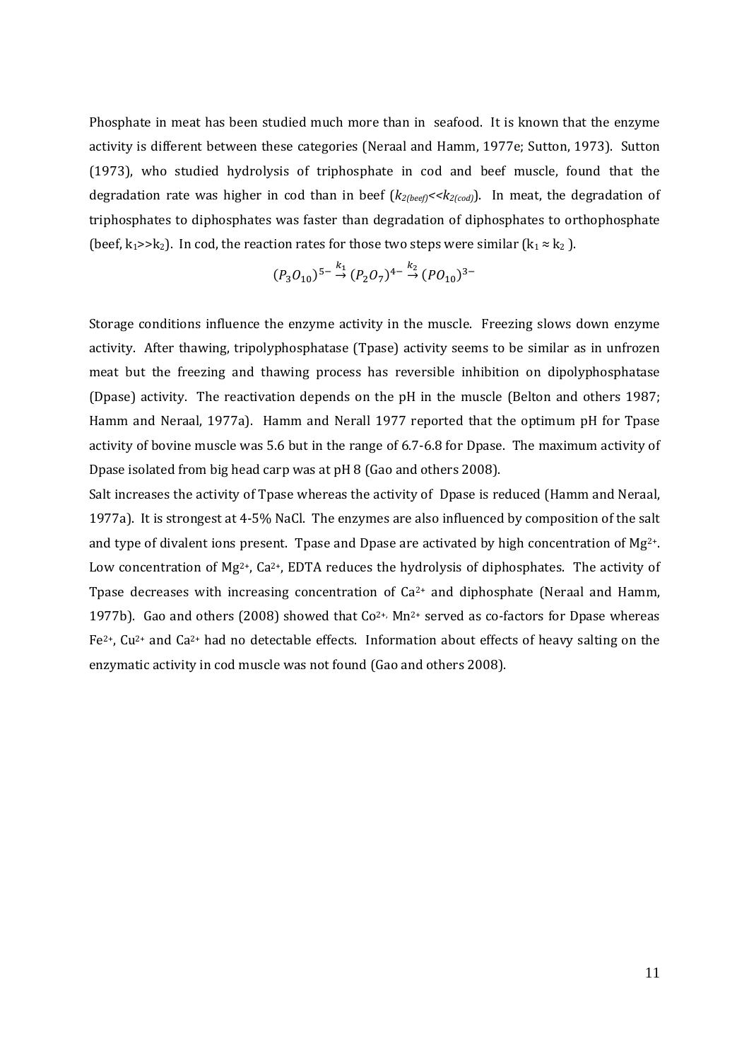Phosphate in meat has been studied much more than in seafood. It is known that the enzyme activity is different between these categories (Neraal and Hamm, 1977e; Sutton, 1973). Sutton (1973), who studied hydrolysis of triphosphate in cod and beef muscle, found that the degradation rate was higher in cod than in beef ($k_{2(beef)} << k_{2(cod)}$). In meat, the degradation of triphosphates to diphosphates was faster than degradation of diphosphates to orthophosphate (beef, $k_1 >> k_2$). In cod, the reaction rates for those two steps were similar ($k_1 \approx k_2$).

$$(P_3O_{10})^{5-} \xrightarrow{k_1} (P_2O_7)^{4-} \xrightarrow{k_2} (PO_{10})^{3-}$$

Storage conditions influence the enzyme activity in the muscle. Freezing slows down enzyme activity. After thawing, tripolyphosphatase (Tpase) activity seems to be similar as in unfrozen meat but the freezing and thawing process has reversible inhibition on dipolyphosphatase (Dpase) activity. The reactivation depends on the pH in the muscle (Belton and others 1987; Hamm and Neraal, 1977a). Hamm and Nerall 1977 reported that the optimum pH for Tpase activity of bovine muscle was 5.6 but in the range of 6.7-6.8 for Dpase. The maximum activity of Dpase isolated from big head carp was at pH 8 (Gao and others 2008).

Salt increases the activity of Tpase whereas the activity of Dpase is reduced (Hamm and Neraal, 1977a). It is strongest at 4-5% NaCl. The enzymes are also influenced by composition of the salt and type of divalent ions present. Tpase and Dpase are activated by high concentration of $Mg^{2+}$. Low concentration of $Mg^{2+}$, $Ca^{2+}$, EDTA reduces the hydrolysis of diphosphates. The activity of Tpase decreases with increasing concentration of $Ca^{2+}$ and diphosphate (Neraal and Hamm, 1977b). Gao and others (2008) showed that $Co^{2+}$, $Mn^{2+}$ served as co-factors for Dpase whereas $Fe^{2+}$, $Cu^{2+}$ and $Ca^{2+}$ had no detectable effects. Information about effects of heavy salting on the enzymatic activity in cod muscle was not found (Gao and others 2008).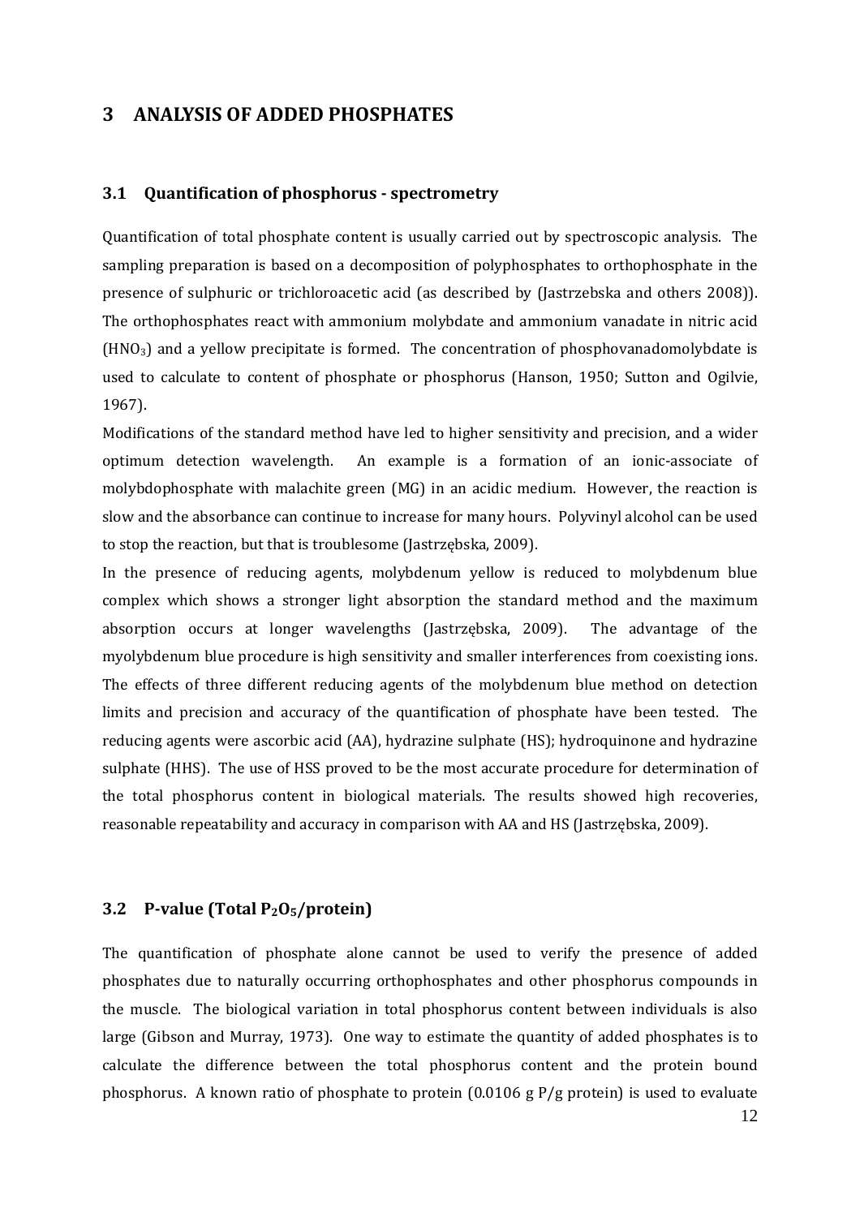# 3 ANALYSIS OF ADDED PHOSPHATES

## 3.1 Quantification of phosphorus - spectrometry

Quantification of total phosphate content is usually carried out by spectroscopic analysis. The sampling preparation is based on a decomposition of polyphosphates to orthophosphate in the presence of sulphuric or trichloroacetic acid (as described by (Jastrzebska and others 2008)). The orthophosphates react with ammonium molybdate and ammonium vanadate in nitric acid ($HNO_3$) and a yellow precipitate is formed. The concentration of phosphovanadomolybdate is used to calculate to content of phosphate or phosphorus (Hanson, 1950; Sutton and Ogilvie, 1967).

Modifications of the standard method have led to higher sensitivity and precision, and a wider optimum detection wavelength. An example is a formation of an ionic-associate of molybdophosphate with malachite green (MG) in an acidic medium. However, the reaction is slow and the absorbance can continue to increase for many hours. Polyvinyl alcohol can be used to stop the reaction, but that is troublesome (Jastrzębska, 2009).

In the presence of reducing agents, molybdenum yellow is reduced to molybdenum blue complex which shows a stronger light absorption the standard method and the maximum absorption occurs at longer wavelengths (Jastrzębska, 2009). The advantage of the myolybdenum blue procedure is high sensitivity and smaller interferences from coexisting ions. The effects of three different reducing agents of the molybdenum blue method on detection limits and precision and accuracy of the quantification of phosphate have been tested. The reducing agents were ascorbic acid (AA), hydrazine sulphate (HS); hydroquinone and hydrazine sulphate (HHS). The use of HSS proved to be the most accurate procedure for determination of the total phosphorus content in biological materials. The results showed high recoveries, reasonable repeatability and accuracy in comparison with AA and HS (Jastrzębska, 2009).

## 3.2 P-value (Total $P_2O_5$/protein)

The quantification of phosphate alone cannot be used to verify the presence of added phosphates due to naturally occurring orthophosphates and other phosphorus compounds in the muscle. The biological variation in total phosphorus content between individuals is also large (Gibson and Murray, 1973). One way to estimate the quantity of added phosphates is to calculate the difference between the total phosphorus content and the protein bound phosphorus. A known ratio of phosphate to protein (0.0106 g P/g protein) is used to evaluate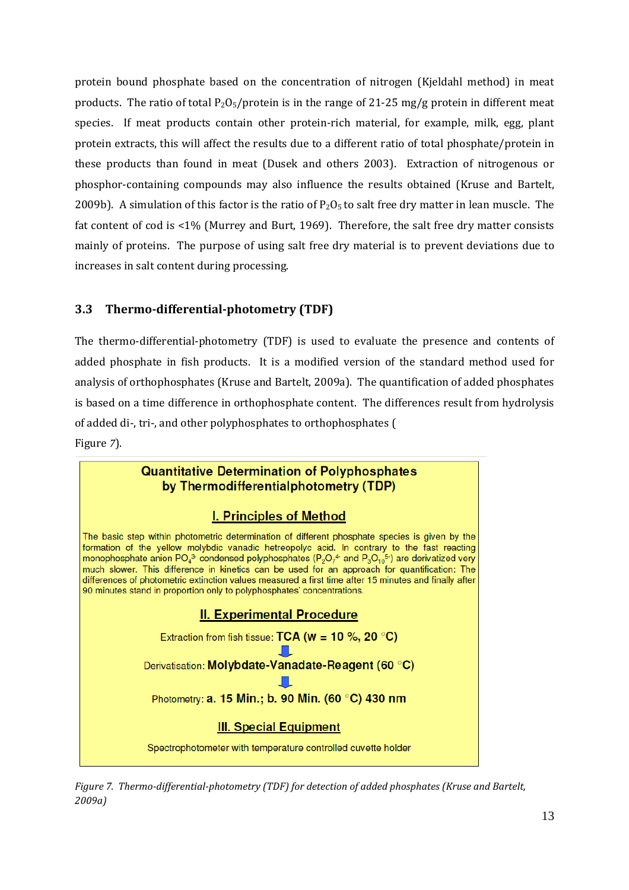protein bound phosphate based on the concentration of nitrogen (Kjeldahl method) in meat products. The ratio of total $P_2O_5$/protein is in the range of 21-25 mg/g protein in different meat species. If meat products contain other protein-rich material, for example, milk, egg, plant protein extracts, this will affect the results due to a different ratio of total phosphate/protein in these products than found in meat (Dusek and others 2003). Extraction of nitrogenous or phosphor-containing compounds may also influence the results obtained (Kruse and Bartelt, 2009b). A simulation of this factor is the ratio of $P_2O_5$ to salt free dry matter in lean muscle. The fat content of cod is <1% (Murrey and Burt, 1969). Therefore, the salt free dry matter consists mainly of proteins. The purpose of using salt free dry material is to prevent deviations due to increases in salt content during processing.

## 3.3 Thermo-differential-photometry (TDF)

The thermo-differential-photometry (TDF) is used to evaluate the presence and contents of added phosphate in fish products. It is a modified version of the standard method used for analysis of orthophosphates (Kruse and Bartelt, 2009a). The quantification of added phosphates is based on a time difference in orthophosphate content. The differences result from hydrolysis of added di-, tri-, and other polyphosphates to orthophosphates (
Figure 7).

**Quantitative Determination of Polyphosphates by Thermodifferentialphotometry (TDP)**

**I. Principles of Method**

The basic step within photometric determination of different phosphate species is given by the formation of the yellow molybdic vanadic hetreopolyc acid. In contrary to the fast reacting monophosphate anion $PO_4^{3-}$ condensed polyphosphates ($P_2O_7^{4-}$ and $P_3O_{10}^{5-}$) are derivatized very much slower. This difference in kinetics can be used for an approach for quantification: The differences of photometric extinction values measured a first time after 15 minutes and finally after 90 minutes stand in proportion only to polyphosphates' concentrations.

**II. Experimental Procedure**

Extraction from fish tissue: **TCA (w = 10 %, 20 °C)**

↓

Derivatisation: **Molybdate-Vanadate-Reagent (60 °C)**

↓

Photometry: **a. 15 Min.; b. 90 Min. (60 °C) 430 nm**

**III. Special Equipment**

Spectrophotometer with temperature controlled cuvette holder

*Figure 7. Thermo-differential-photometry (TDF) for detection of added phosphates (Kruse and Bartelt, 2009a)*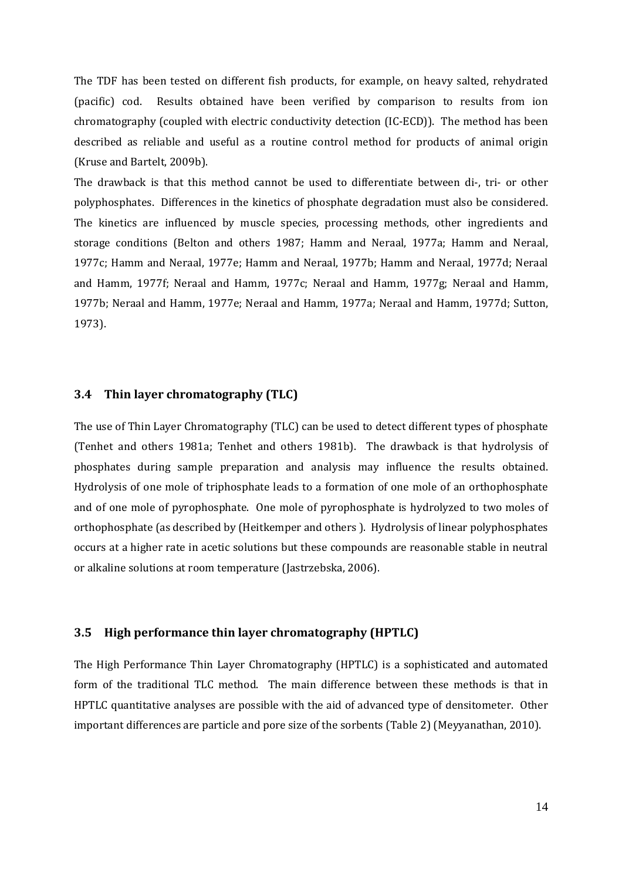The TDF has been tested on different fish products, for example, on heavy salted, rehydrated (pacific) cod. Results obtained have been verified by comparison to results from ion chromatography (coupled with electric conductivity detection (IC-ECD)). The method has been described as reliable and useful as a routine control method for products of animal origin (Kruse and Bartelt, 2009b).

The drawback is that this method cannot be used to differentiate between di-, tri- or other polyphosphates. Differences in the kinetics of phosphate degradation must also be considered. The kinetics are influenced by muscle species, processing methods, other ingredients and storage conditions (Belton and others 1987; Hamm and Neraal, 1977a; Hamm and Neraal, 1977c; Hamm and Neraal, 1977e; Hamm and Neraal, 1977b; Hamm and Neraal, 1977d; Neraal and Hamm, 1977f; Neraal and Hamm, 1977c; Neraal and Hamm, 1977g; Neraal and Hamm, 1977b; Neraal and Hamm, 1977e; Neraal and Hamm, 1977a; Neraal and Hamm, 1977d; Sutton, 1973).

## 3.4 Thin layer chromatography (TLC)

The use of Thin Layer Chromatography (TLC) can be used to detect different types of phosphate (Tenhet and others 1981a; Tenhet and others 1981b). The drawback is that hydrolysis of phosphates during sample preparation and analysis may influence the results obtained. Hydrolysis of one mole of triphosphate leads to a formation of one mole of an orthophosphate and of one mole of pyrophosphate. One mole of pyrophosphate is hydrolyzed to two moles of orthophosphate (as described by (Heitkemper and others ). Hydrolysis of linear polyphosphates occurs at a higher rate in acetic solutions but these compounds are reasonable stable in neutral or alkaline solutions at room temperature (Jastrzebska, 2006).

## 3.5 High performance thin layer chromatography (HPTLC)

The High Performance Thin Layer Chromatography (HPTLC) is a sophisticated and automated form of the traditional TLC method. The main difference between these methods is that in HPTLC quantitative analyses are possible with the aid of advanced type of densitometer. Other important differences are particle and pore size of the sorbents (Table 2) (Meyyanathan, 2010).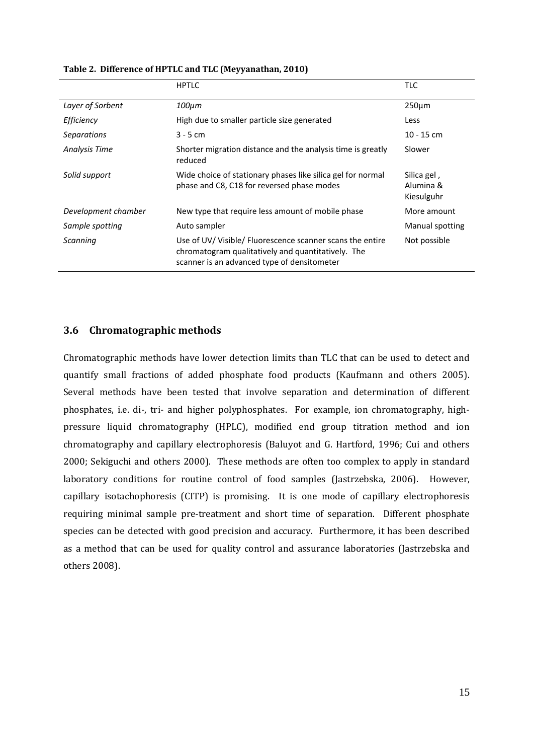**Table 2. Difference of HPTLC and TLC (Meyyanathan, 2010)**

| | HPTLC | TLC |
|---|---|---|
| *Layer of Sorbent* | *100µm* | 250µm |
| *Efficiency* | High due to smaller particle size generated | Less |
| *Separations* | 3 - 5 cm | 10 - 15 cm |
| *Analysis Time* | Shorter migration distance and the analysis time is greatly reduced | Slower |
| *Solid support* | Wide choice of stationary phases like silica gel for normal phase and C8, C18 for reversed phase modes | Silica gel , Alumina & Kiesulguhr |
| *Development chamber* | New type that require less amount of mobile phase | More amount |
| *Sample spotting* | Auto sampler | Manual spotting |
| *Scanning* | Use of UV/ Visible/ Fluorescence scanner scans the entire chromatogram qualitatively and quantitatively. The scanner is an advanced type of densitometer | Not possible |

### 3.6 Chromatographic methods

Chromatographic methods have lower detection limits than TLC that can be used to detect and quantify small fractions of added phosphate food products (Kaufmann and others 2005). Several methods have been tested that involve separation and determination of different phosphates, i.e. di-, tri- and higher polyphosphates. For example, ion chromatography, high-pressure liquid chromatography (HPLC), modified end group titration method and ion chromatography and capillary electrophoresis (Baluyot and G. Hartford, 1996; Cui and others 2000; Sekiguchi and others 2000). These methods are often too complex to apply in standard laboratory conditions for routine control of food samples (Jastrzebska, 2006). However, capillary isotachophoresis (CITP) is promising. It is one mode of capillary electrophoresis requiring minimal sample pre-treatment and short time of separation. Different phosphate species can be detected with good precision and accuracy. Furthermore, it has been described as a method that can be used for quality control and assurance laboratories (Jastrzebska and others 2008).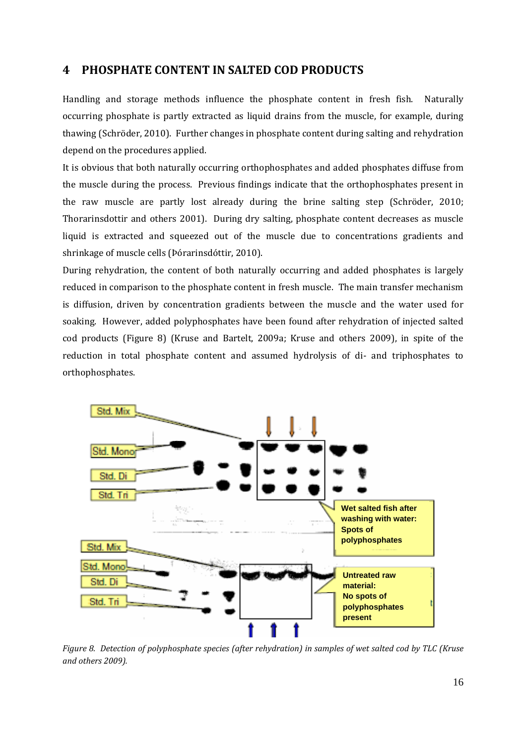# 4 PHOSPHATE CONTENT IN SALTED COD PRODUCTS

Handling and storage methods influence the phosphate content in fresh fish. Naturally occurring phosphate is partly extracted as liquid drains from the muscle, for example, during thawing (Schröder, 2010). Further changes in phosphate content during salting and rehydration depend on the procedures applied.

It is obvious that both naturally occurring orthophosphates and added phosphates diffuse from the muscle during the process. Previous findings indicate that the orthophosphates present in the raw muscle are partly lost already during the brine salting step (Schröder, 2010; Thorarinsdottir and others 2001). During dry salting, phosphate content decreases as muscle liquid is extracted and squeezed out of the muscle due to concentrations gradients and shrinkage of muscle cells (Þórarinsdóttir, 2010).

During rehydration, the content of both naturally occurring and added phosphates is largely reduced in comparison to the phosphate content in fresh muscle. The main transfer mechanism is diffusion, driven by concentration gradients between the muscle and the water used for soaking. However, added polyphosphates have been found after rehydration of injected salted cod products (Figure 8) (Kruse and Bartelt, 2009a; Kruse and others 2009), in spite of the reduction in total phosphate content and assumed hydrolysis of di- and triphosphates to orthophosphates.

*Figure 8. Detection of polyphosphate species (after rehydration) in samples of wet salted cod by TLC (Kruse and others 2009).*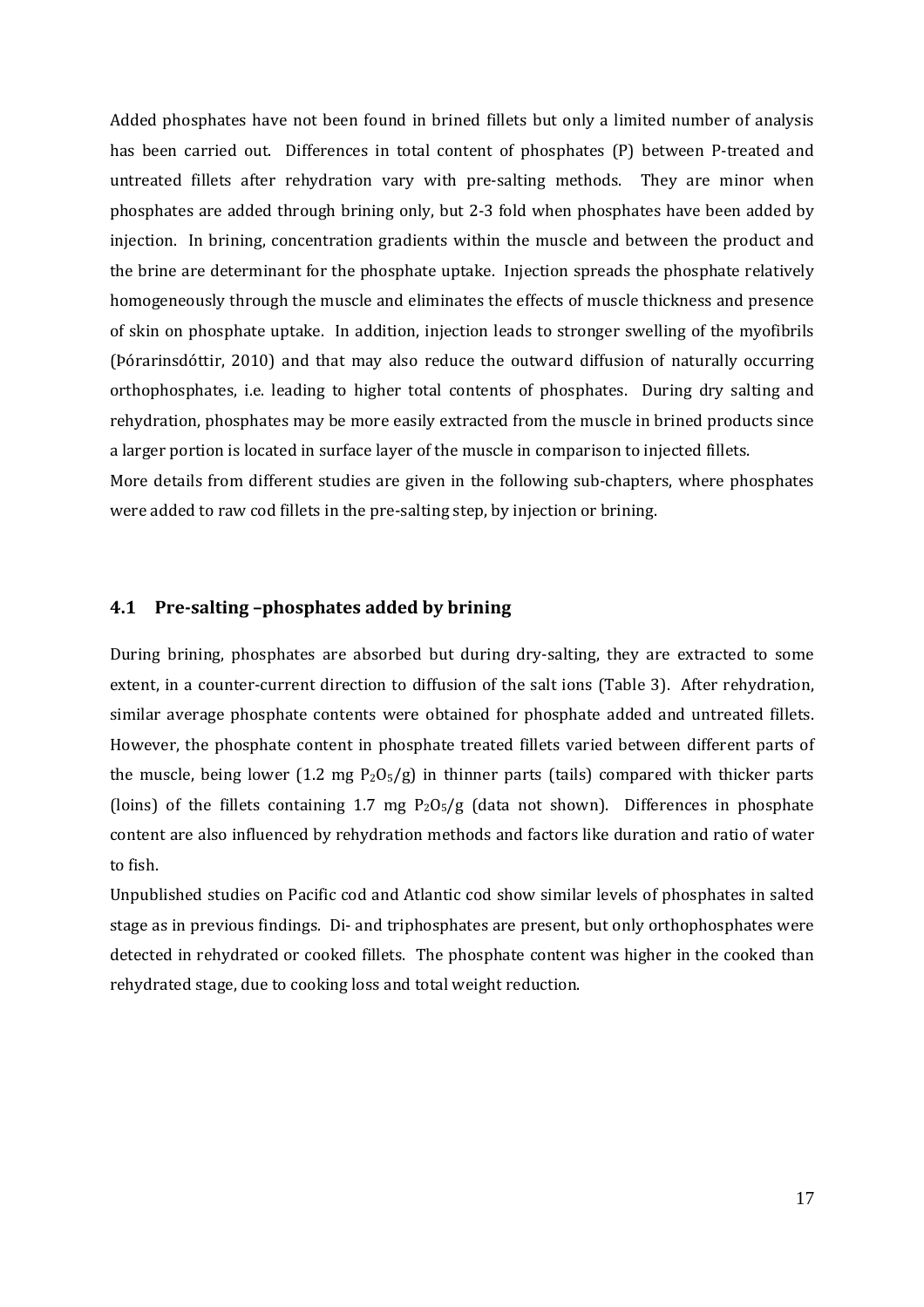Added phosphates have not been found in brined fillets but only a limited number of analysis has been carried out. Differences in total content of phosphates (P) between P-treated and untreated fillets after rehydration vary with pre-salting methods. They are minor when phosphates are added through brining only, but 2-3 fold when phosphates have been added by injection. In brining, concentration gradients within the muscle and between the product and the brine are determinant for the phosphate uptake. Injection spreads the phosphate relatively homogeneously through the muscle and eliminates the effects of muscle thickness and presence of skin on phosphate uptake. In addition, injection leads to stronger swelling of the myofibrils (Þórarinsdóttir, 2010) and that may also reduce the outward diffusion of naturally occurring orthophosphates, i.e. leading to higher total contents of phosphates. During dry salting and rehydration, phosphates may be more easily extracted from the muscle in brined products since a larger portion is located in surface layer of the muscle in comparison to injected fillets.

More details from different studies are given in the following sub-chapters, where phosphates were added to raw cod fillets in the pre-salting step, by injection or brining.

## 4.1 Pre-salting –phosphates added by brining

During brining, phosphates are absorbed but during dry-salting, they are extracted to some extent, in a counter-current direction to diffusion of the salt ions (Table 3). After rehydration, similar average phosphate contents were obtained for phosphate added and untreated fillets. However, the phosphate content in phosphate treated fillets varied between different parts of the muscle, being lower (1.2 mg $P_2O_5$/g) in thinner parts (tails) compared with thicker parts (loins) of the fillets containing 1.7 mg $P_2O_5$/g (data not shown). Differences in phosphate content are also influenced by rehydration methods and factors like duration and ratio of water to fish.

Unpublished studies on Pacific cod and Atlantic cod show similar levels of phosphates in salted stage as in previous findings. Di- and triphosphates are present, but only orthophosphates were detected in rehydrated or cooked fillets. The phosphate content was higher in the cooked than rehydrated stage, due to cooking loss and total weight reduction.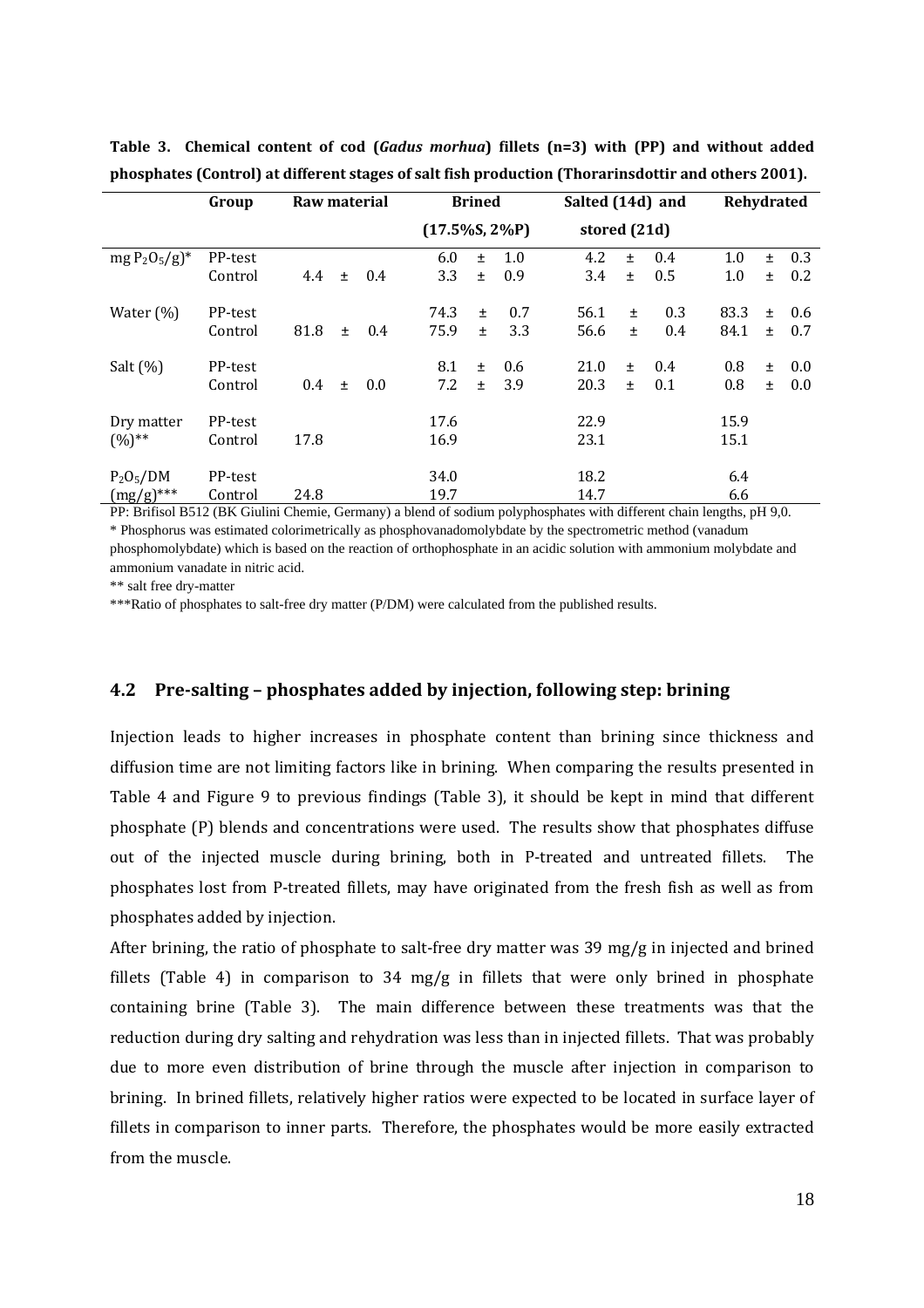**Table 3. Chemical content of cod (*Gadus morhua*) fillets (n=3) with (PP) and without added phosphates (Control) at different stages of salt fish production (Thorarinsdottir and others 2001).**

| | Group | Raw material | Brined (17.5%S, 2%P) | Salted (14d) and stored (21d) | Rehydrated |
|---|---|---|---|---|---|
| mg $P_2O_5$/g)* | PP-test | | 6.0 ± 1.0 | 4.2 ± 0.4 | 1.0 ± 0.3 |
| | Control | 4.4 ± 0.4 | 3.3 ± 0.9 | 3.4 ± 0.5 | 1.0 ± 0.2 |
| Water (%) | PP-test | | 74.3 ± 0.7 | 56.1 ± 0.3 | 83.3 ± 0.6 |
| | Control | 81.8 ± 0.4 | 75.9 ± 3.3 | 56.6 ± 0.4 | 84.1 ± 0.7 |
| Salt (%) | PP-test | | 8.1 ± 0.6 | 21.0 ± 0.4 | 0.8 ± 0.0 |
| | Control | 0.4 ± 0.0 | 7.2 ± 3.9 | 20.3 ± 0.1 | 0.8 ± 0.0 |
| Dry matter (%)** | PP-test | | 17.6 | 22.9 | 15.9 |
| | Control | 17.8 | 16.9 | 23.1 | 15.1 |
| $P_2O_5$/DM (mg/g)*** | PP-test | | 34.0 | 18.2 | 6.4 |
| | Control | 24.8 | 19.7 | 14.7 | 6.6 |

PP: Brifisol B512 (BK Giulini Chemie, Germany) a blend of sodium polyphosphates with different chain lengths, pH 9,0.
* Phosphorus was estimated colorimetrically as phosphovanadomolybdate by the spectrometric method (vanadum phosphomolybdate) which is based on the reaction of orthophosphate in an acidic solution with ammonium molybdate and ammonium vanadate in nitric acid.
** salt free dry-matter
***Ratio of phosphates to salt-free dry matter (P/DM) were calculated from the published results.

## 4.2 Pre-salting – phosphates added by injection, following step: brining

Injection leads to higher increases in phosphate content than brining since thickness and diffusion time are not limiting factors like in brining. When comparing the results presented in Table 4 and Figure 9 to previous findings (Table 3), it should be kept in mind that different phosphate (P) blends and concentrations were used. The results show that phosphates diffuse out of the injected muscle during brining, both in P-treated and untreated fillets. The phosphates lost from P-treated fillets, may have originated from the fresh fish as well as from phosphates added by injection.

After brining, the ratio of phosphate to salt-free dry matter was 39 mg/g in injected and brined fillets (Table 4) in comparison to 34 mg/g in fillets that were only brined in phosphate containing brine (Table 3). The main difference between these treatments was that the reduction during dry salting and rehydration was less than in injected fillets. That was probably due to more even distribution of brine through the muscle after injection in comparison to brining. In brined fillets, relatively higher ratios were expected to be located in surface layer of fillets in comparison to inner parts. Therefore, the phosphates would be more easily extracted from the muscle.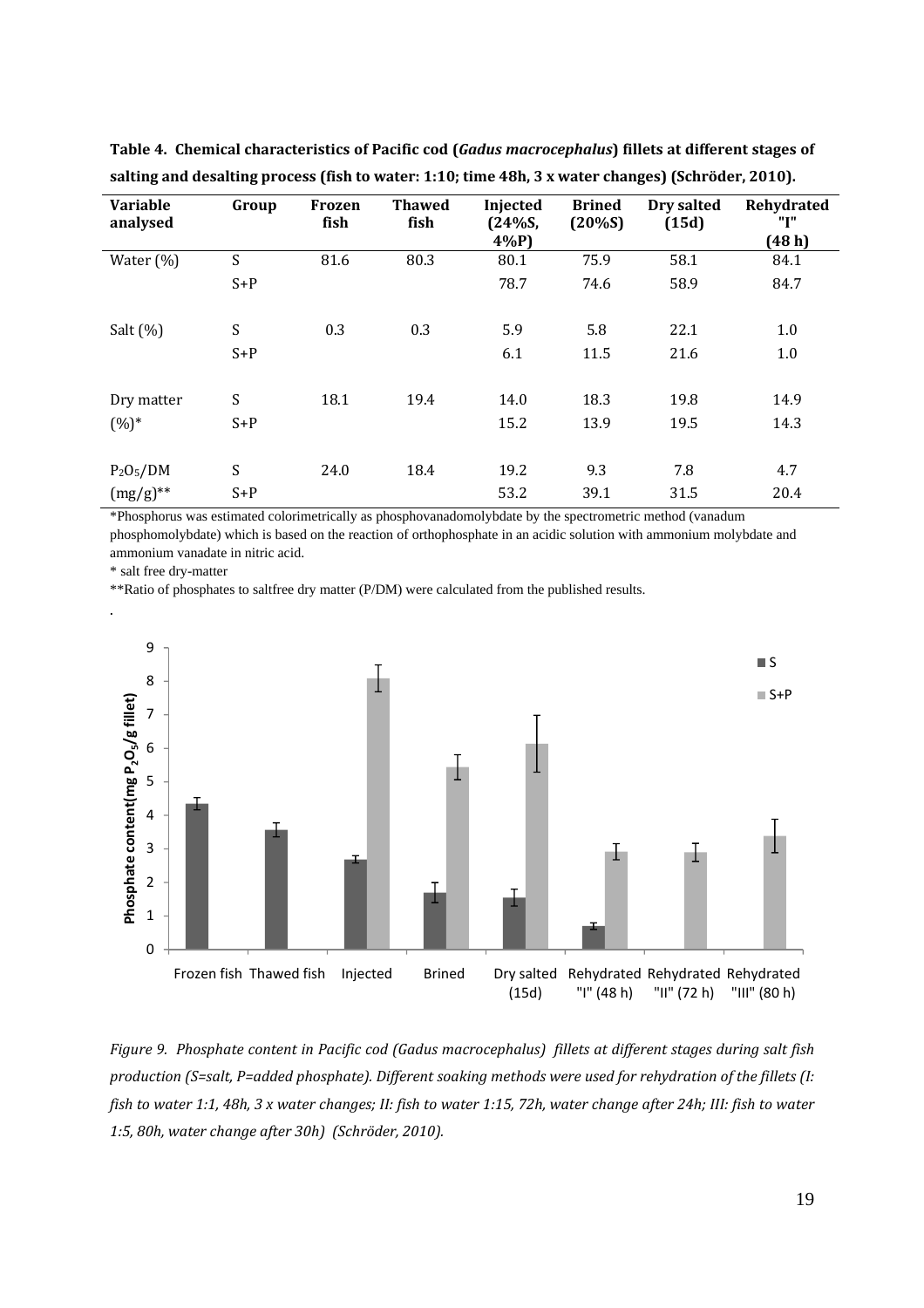**Table 4. Chemical characteristics of Pacific cod (*Gadus macrocephalus*) fillets at different stages of salting and desalting process (fish to water: 1:10; time 48h, 3 x water changes) (Schröder, 2010).**

| Variable analysed | Group | Frozen fish | Thawed fish | Injected (24%S, 4%P) | Brined (20%S) | Dry salted (15d) | Rehydrated "I" (48 h) |
|---|---|---|---|---|---|---|---|
| Water (%) | S | 81.6 | 80.3 | 80.1 | 75.9 | 58.1 | 84.1 |
| | S+P | | | 78.7 | 74.6 | 58.9 | 84.7 |
| Salt (%) | S | 0.3 | 0.3 | 5.9 | 5.8 | 22.1 | 1.0 |
| | S+P | | | 6.1 | 11.5 | 21.6 | 1.0 |
| Dry matter (%)* | S | 18.1 | 19.4 | 14.0 | 18.3 | 19.8 | 14.9 |
| | S+P | | | 15.2 | 13.9 | 19.5 | 14.3 |
| $P_2O_5$/DM (mg/g)** | S | 24.0 | 18.4 | 19.2 | 9.3 | 7.8 | 4.7 |
| | S+P | | | 53.2 | 39.1 | 31.5 | 20.4 |

*Phosphorus was estimated colorimetrically as phosphovanadomolybdate by the spectrometric method (vanadum phosphomolybdate) which is based on the reaction of orthophosphate in an acidic solution with ammonium molybdate and ammonium vanadate in nitric acid.

* salt free dry-matter

**Ratio of phosphates to saltfree dry matter (P/DM) were calculated from the published results.

*Figure 9. Phosphate content in Pacific cod (Gadus macrocephalus) fillets at different stages during salt fish production (S=salt, P=added phosphate). Different soaking methods were used for rehydration of the fillets (I: fish to water 1:1, 48h, 3 x water changes; II: fish to water 1:15, 72h, water change after 24h; III: fish to water 1:5, 80h, water change after 30h) (Schröder, 2010).*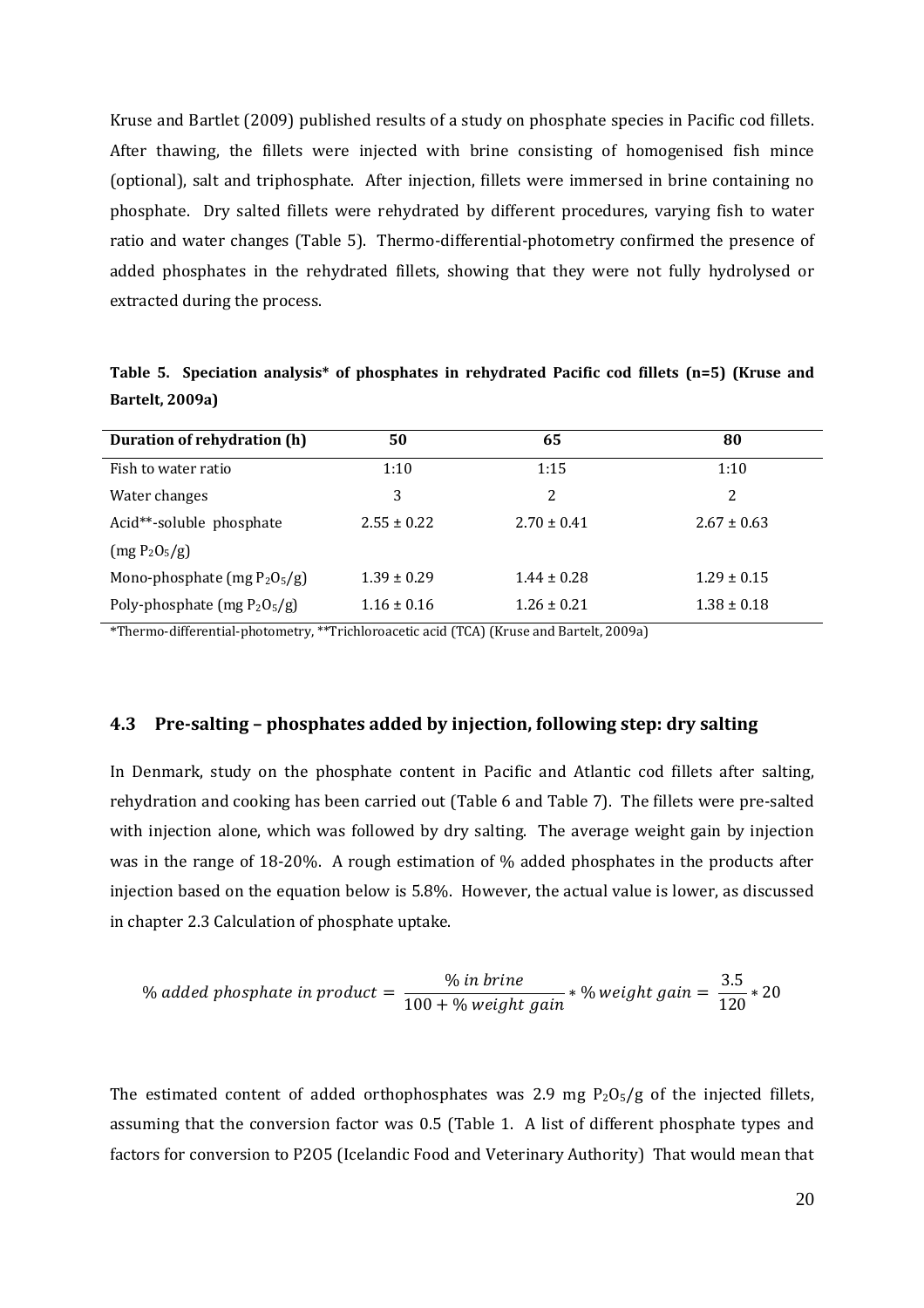Kruse and Bartlet (2009) published results of a study on phosphate species in Pacific cod fillets. After thawing, the fillets were injected with brine consisting of homogenised fish mince (optional), salt and triphosphate. After injection, fillets were immersed in brine containing no phosphate. Dry salted fillets were rehydrated by different procedures, varying fish to water ratio and water changes (Table 5). Thermo-differential-photometry confirmed the presence of added phosphates in the rehydrated fillets, showing that they were not fully hydrolysed or extracted during the process.

**Table 5. Speciation analysis* of phosphates in rehydrated Pacific cod fillets (n=5) (Kruse and Bartelt, 2009a)**

| Duration of rehydration (h) | 50 | 65 | 80 |
|---|---|---|---|
| Fish to water ratio | 1:10 | 1:15 | 1:10 |
| Water changes | 3 | 2 | 2 |
| Acid**-soluble phosphate (mg $P_2O_5$/g) | 2.55 ± 0.22 | 2.70 ± 0.41 | 2.67 ± 0.63 |
| Mono-phosphate (mg $P_2O_5$/g) | 1.39 ± 0.29 | 1.44 ± 0.28 | 1.29 ± 0.15 |
| Poly-phosphate (mg $P_2O_5$/g) | 1.16 ± 0.16 | 1.26 ± 0.21 | 1.38 ± 0.18 |

*Thermo-differential-photometry, **Trichloroacetic acid (TCA) (Kruse and Bartelt, 2009a)

## 4.3 Pre-salting – phosphates added by injection, following step: dry salting

In Denmark, study on the phosphate content in Pacific and Atlantic cod fillets after salting, rehydration and cooking has been carried out (Table 6 and Table 7). The fillets were pre-salted with injection alone, which was followed by dry salting. The average weight gain by injection was in the range of 18-20%. A rough estimation of % added phosphates in the products after injection based on the equation below is 5.8%. However, the actual value is lower, as discussed in chapter 2.3 Calculation of phosphate uptake.

$$\%\ added\ phosphate\ in\ product = \frac{\%\ in\ brine}{100 + \%\ weight\ gain} * \%\ weight\ gain = \frac{3.5}{120} * 20$$

The estimated content of added orthophosphates was 2.9 mg $P_2O_5$/g of the injected fillets, assuming that the conversion factor was 0.5 (Table 1. A list of different phosphate types and factors for conversion to P2O5 (Icelandic Food and Veterinary Authority) That would mean that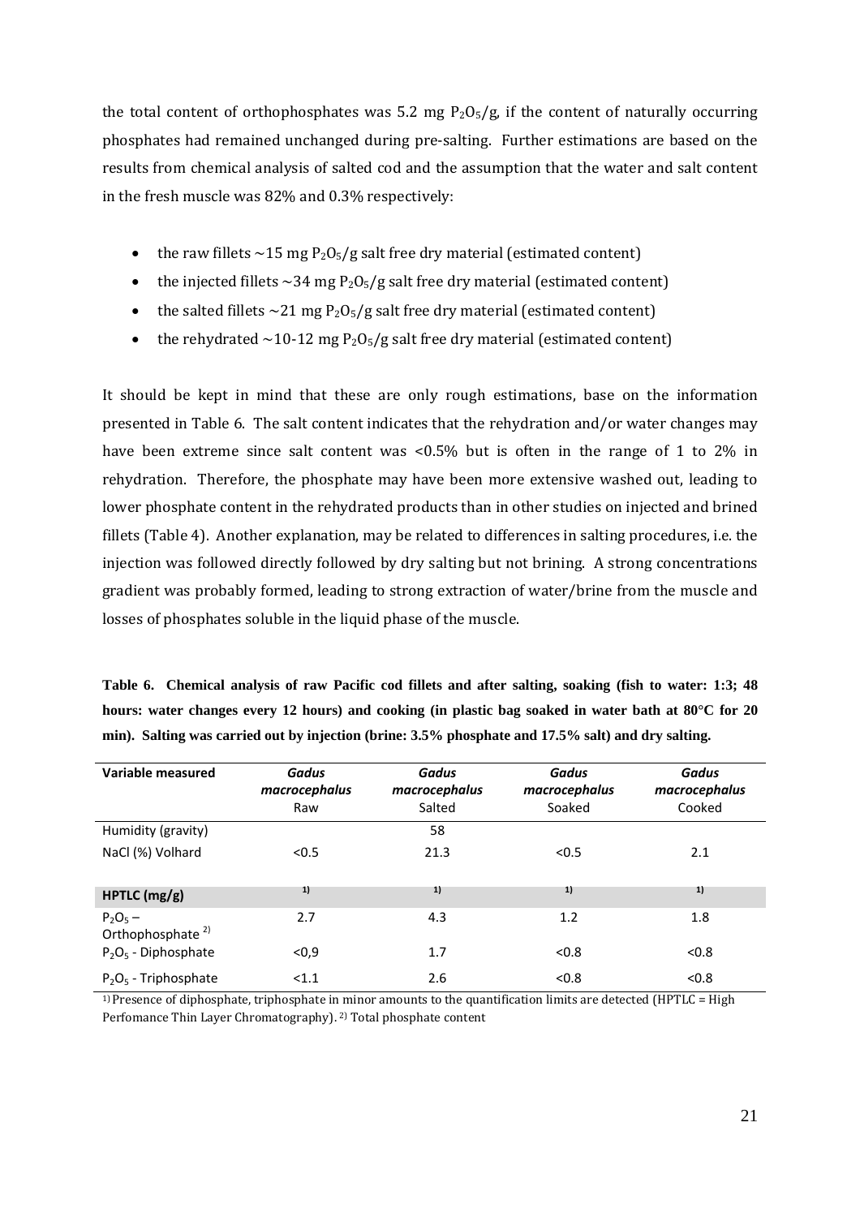the total content of orthophosphates was 5.2 mg $P_2O_5$/g, if the content of naturally occurring phosphates had remained unchanged during pre-salting. Further estimations are based on the results from chemical analysis of salted cod and the assumption that the water and salt content in the fresh muscle was 82% and 0.3% respectively:

- the raw fillets ~15 mg $P_2O_5$/g salt free dry material (estimated content)
- the injected fillets ~34 mg $P_2O_5$/g salt free dry material (estimated content)
- the salted fillets ~21 mg $P_2O_5$/g salt free dry material (estimated content)
- the rehydrated ~10-12 mg $P_2O_5$/g salt free dry material (estimated content)

It should be kept in mind that these are only rough estimations, base on the information presented in Table 6. The salt content indicates that the rehydration and/or water changes may have been extreme since salt content was <0.5% but is often in the range of 1 to 2% in rehydration. Therefore, the phosphate may have been more extensive washed out, leading to lower phosphate content in the rehydrated products than in other studies on injected and brined fillets (Table 4). Another explanation, may be related to differences in salting procedures, i.e. the injection was followed directly followed by dry salting but not brining. A strong concentrations gradient was probably formed, leading to strong extraction of water/brine from the muscle and losses of phosphates soluble in the liquid phase of the muscle.

**Table 6. Chemical analysis of raw Pacific cod fillets and after salting, soaking (fish to water: 1:3; 48 hours: water changes every 12 hours) and cooking (in plastic bag soaked in water bath at 80°C for 20 min). Salting was carried out by injection (brine: 3.5% phosphate and 17.5% salt) and dry salting.**

| Variable measured | *Gadus macrocephalus* Raw | *Gadus macrocephalus* Salted | *Gadus macrocephalus* Soaked | *Gadus macrocephalus* Cooked |
|---|---|---|---|---|
| Humidity (gravity) | | 58 | | |
| NaCl (%) Volhard | <0.5 | 21.3 | <0.5 | 2.1 |
| **HPTLC (mg/g)** | [1] | [1] | [1] | [1] |
| $P_2O_5$ – Orthophosphate [2] | 2.7 | 4.3 | 1.2 | 1.8 |
| $P_2O_5$ - Diphosphate | <0,9 | 1.7 | <0.8 | <0.8 |
| $P_2O_5$ - Triphosphate | <1.1 | 2.6 | <0.8 | <0.8 |

[1] Presence of diphosphate, triphosphate in minor amounts to the quantification limits are detected (HPTLC = High Perfomance Thin Layer Chromatography). [2] Total phosphate content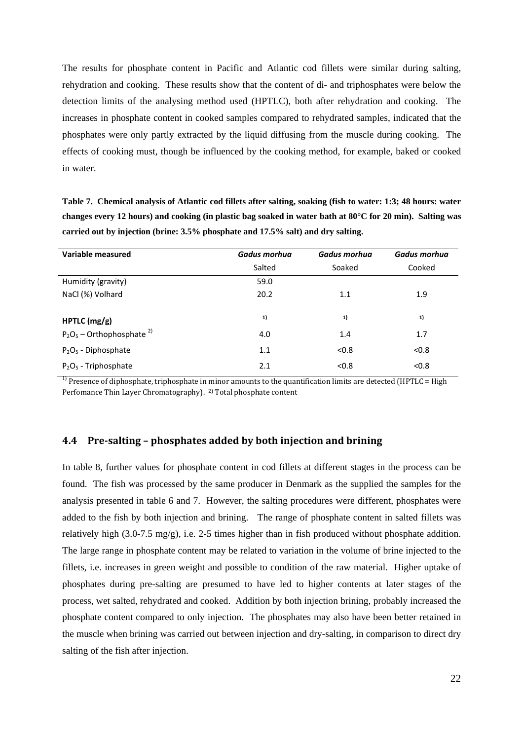The results for phosphate content in Pacific and Atlantic cod fillets were similar during salting, rehydration and cooking. These results show that the content of di- and triphosphates were below the detection limits of the analysing method used (HPTLC), both after rehydration and cooking. The increases in phosphate content in cooked samples compared to rehydrated samples, indicated that the phosphates were only partly extracted by the liquid diffusing from the muscle during cooking. The effects of cooking must, though be influenced by the cooking method, for example, baked or cooked in water.

**Table 7. Chemical analysis of Atlantic cod fillets after salting, soaking (fish to water: 1:3; 48 hours: water changes every 12 hours) and cooking (in plastic bag soaked in water bath at 80°C for 20 min). Salting was carried out by injection (brine: 3.5% phosphate and 17.5% salt) and dry salting.**

| Variable measured | *Gadus morhua* Salted | *Gadus morhua* Soaked | *Gadus morhua* Cooked |
|---|---|---|---|
| Humidity (gravity) | 59.0 | | |
| NaCl (%) Volhard | 20.2 | 1.1 | 1.9 |
| **HPTLC (mg/g)** | [1] | [1] | [1] |
| $P_2O_5$ – Orthophosphate [2] | 4.0 | 1.4 | 1.7 |
| $P_2O_5$ - Diphosphate | 1.1 | <0.8 | <0.8 |
| $P_2O_5$ - Triphosphate | 2.1 | <0.8 | <0.8 |

[1] Presence of diphosphate, triphosphate in minor amounts to the quantification limits are detected (HPTLC = High Perfomance Thin Layer Chromatography). [2] Total phosphate content

## 4.4 Pre-salting – phosphates added by both injection and brining

In table 8, further values for phosphate content in cod fillets at different stages in the process can be found. The fish was processed by the same producer in Denmark as the supplied the samples for the analysis presented in table 6 and 7. However, the salting procedures were different, phosphates were added to the fish by both injection and brining. The range of phosphate content in salted fillets was relatively high (3.0-7.5 mg/g), i.e. 2-5 times higher than in fish produced without phosphate addition. The large range in phosphate content may be related to variation in the volume of brine injected to the fillets, i.e. increases in green weight and possible to condition of the raw material. Higher uptake of phosphates during pre-salting are presumed to have led to higher contents at later stages of the process, wet salted, rehydrated and cooked. Addition by both injection brining, probably increased the phosphate content compared to only injection. The phosphates may also have been better retained in the muscle when brining was carried out between injection and dry-salting, in comparison to direct dry salting of the fish after injection.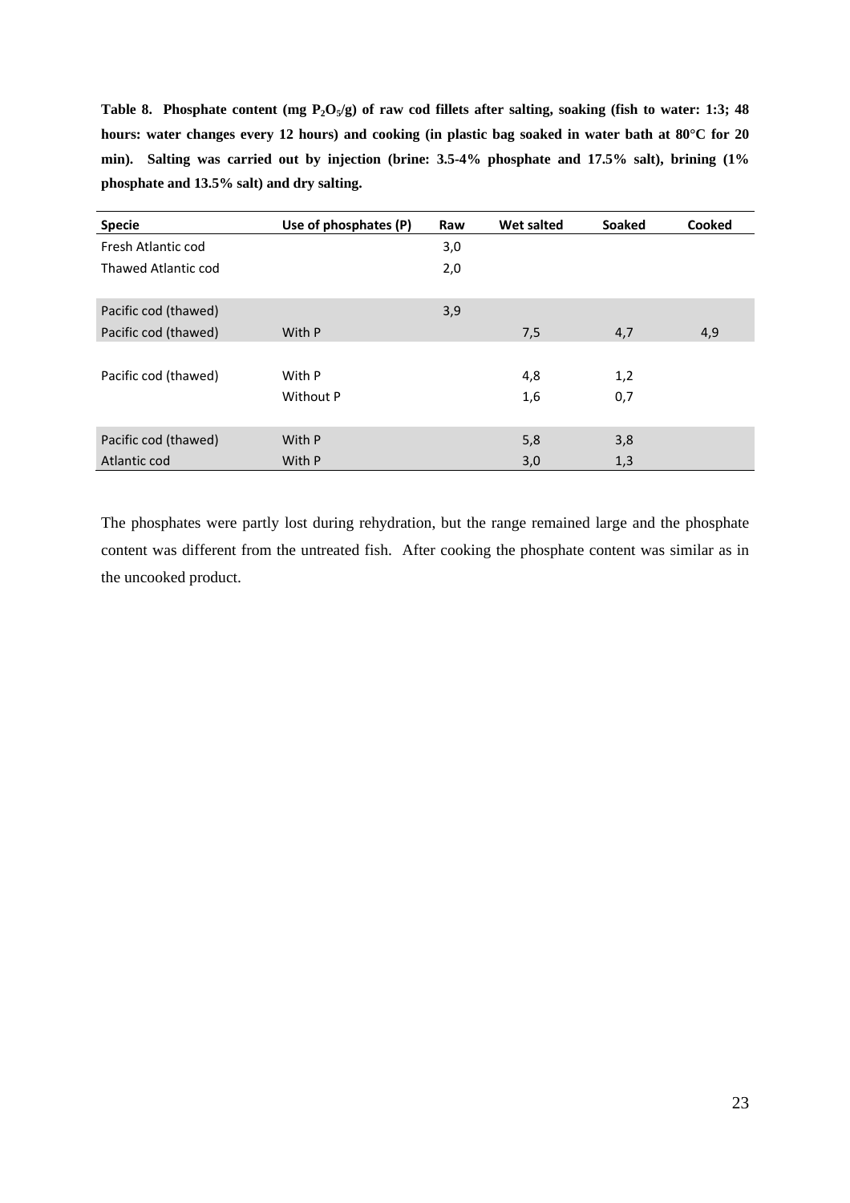**Table 8. Phosphate content (mg $P_2O_5$/g) of raw cod fillets after salting, soaking (fish to water: 1:3; 48 hours: water changes every 12 hours) and cooking (in plastic bag soaked in water bath at 80°C for 20 min). Salting was carried out by injection (brine: 3.5-4% phosphate and 17.5% salt), brining (1% phosphate and 13.5% salt) and dry salting.**

| Specie | Use of phosphates (P) | Raw | Wet salted | Soaked | Cooked |
|---|---|---|---|---|---|
| Fresh Atlantic cod | | 3,0 | | | |
| Thawed Atlantic cod | | 2,0 | | | |
| | | | | | |
| Pacific cod (thawed) | | 3,9 | | | |
| Pacific cod (thawed) | With P | | 7,5 | 4,7 | 4,9 |
| | | | | | |
| Pacific cod (thawed) | With P | | 4,8 | 1,2 | |
| | Without P | | 1,6 | 0,7 | |
| | | | | | |
| Pacific cod (thawed) | With P | | 5,8 | 3,8 | |
| Atlantic cod | With P | | 3,0 | 1,3 | |

The phosphates were partly lost during rehydration, but the range remained large and the phosphate content was different from the untreated fish. After cooking the phosphate content was similar as in the uncooked product.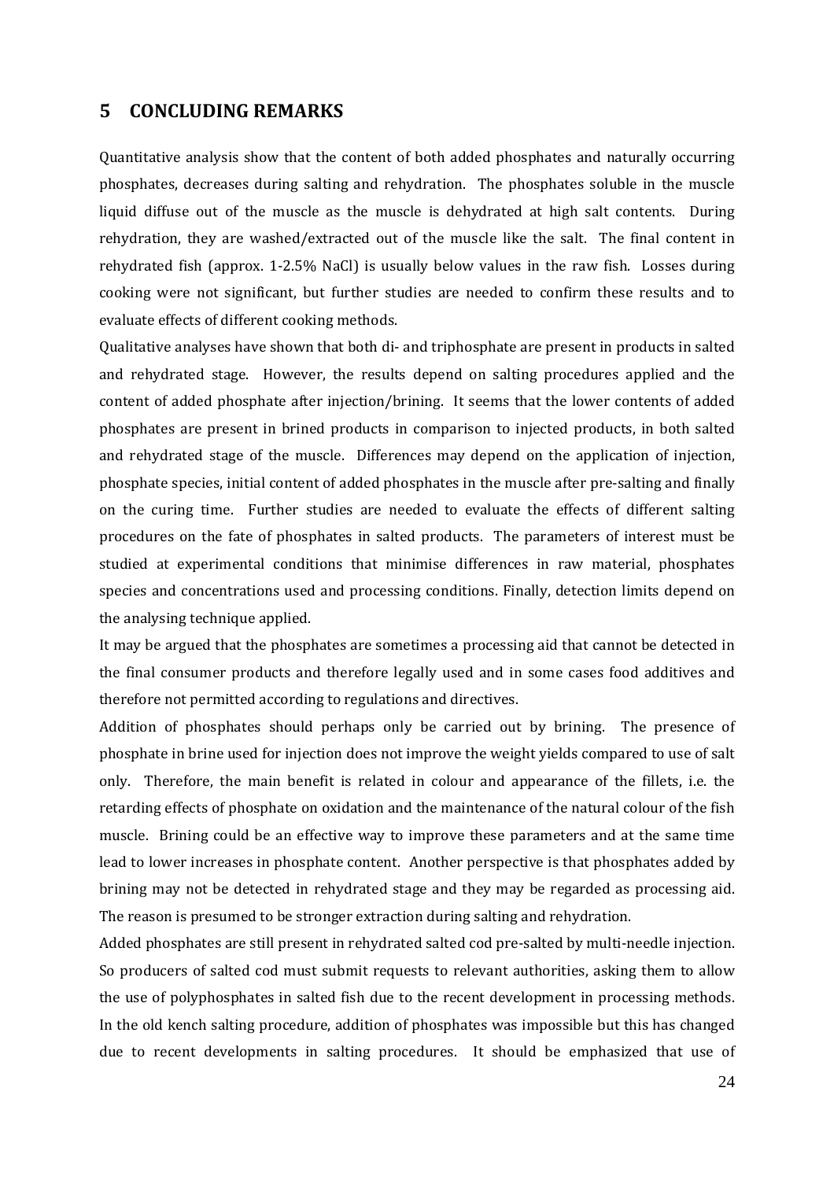## 5 CONCLUDING REMARKS

Quantitative analysis show that the content of both added phosphates and naturally occurring phosphates, decreases during salting and rehydration. The phosphates soluble in the muscle liquid diffuse out of the muscle as the muscle is dehydrated at high salt contents. During rehydration, they are washed/extracted out of the muscle like the salt. The final content in rehydrated fish (approx. 1-2.5% NaCl) is usually below values in the raw fish. Losses during cooking were not significant, but further studies are needed to confirm these results and to evaluate effects of different cooking methods.

Qualitative analyses have shown that both di- and triphosphate are present in products in salted and rehydrated stage. However, the results depend on salting procedures applied and the content of added phosphate after injection/brining. It seems that the lower contents of added phosphates are present in brined products in comparison to injected products, in both salted and rehydrated stage of the muscle. Differences may depend on the application of injection, phosphate species, initial content of added phosphates in the muscle after pre-salting and finally on the curing time. Further studies are needed to evaluate the effects of different salting procedures on the fate of phosphates in salted products. The parameters of interest must be studied at experimental conditions that minimise differences in raw material, phosphates species and concentrations used and processing conditions. Finally, detection limits depend on the analysing technique applied.

It may be argued that the phosphates are sometimes a processing aid that cannot be detected in the final consumer products and therefore legally used and in some cases food additives and therefore not permitted according to regulations and directives.

Addition of phosphates should perhaps only be carried out by brining. The presence of phosphate in brine used for injection does not improve the weight yields compared to use of salt only. Therefore, the main benefit is related in colour and appearance of the fillets, i.e. the retarding effects of phosphate on oxidation and the maintenance of the natural colour of the fish muscle. Brining could be an effective way to improve these parameters and at the same time lead to lower increases in phosphate content. Another perspective is that phosphates added by brining may not be detected in rehydrated stage and they may be regarded as processing aid. The reason is presumed to be stronger extraction during salting and rehydration.

Added phosphates are still present in rehydrated salted cod pre-salted by multi-needle injection. So producers of salted cod must submit requests to relevant authorities, asking them to allow the use of polyphosphates in salted fish due to the recent development in processing methods. In the old kench salting procedure, addition of phosphates was impossible but this has changed due to recent developments in salting procedures. It should be emphasized that use of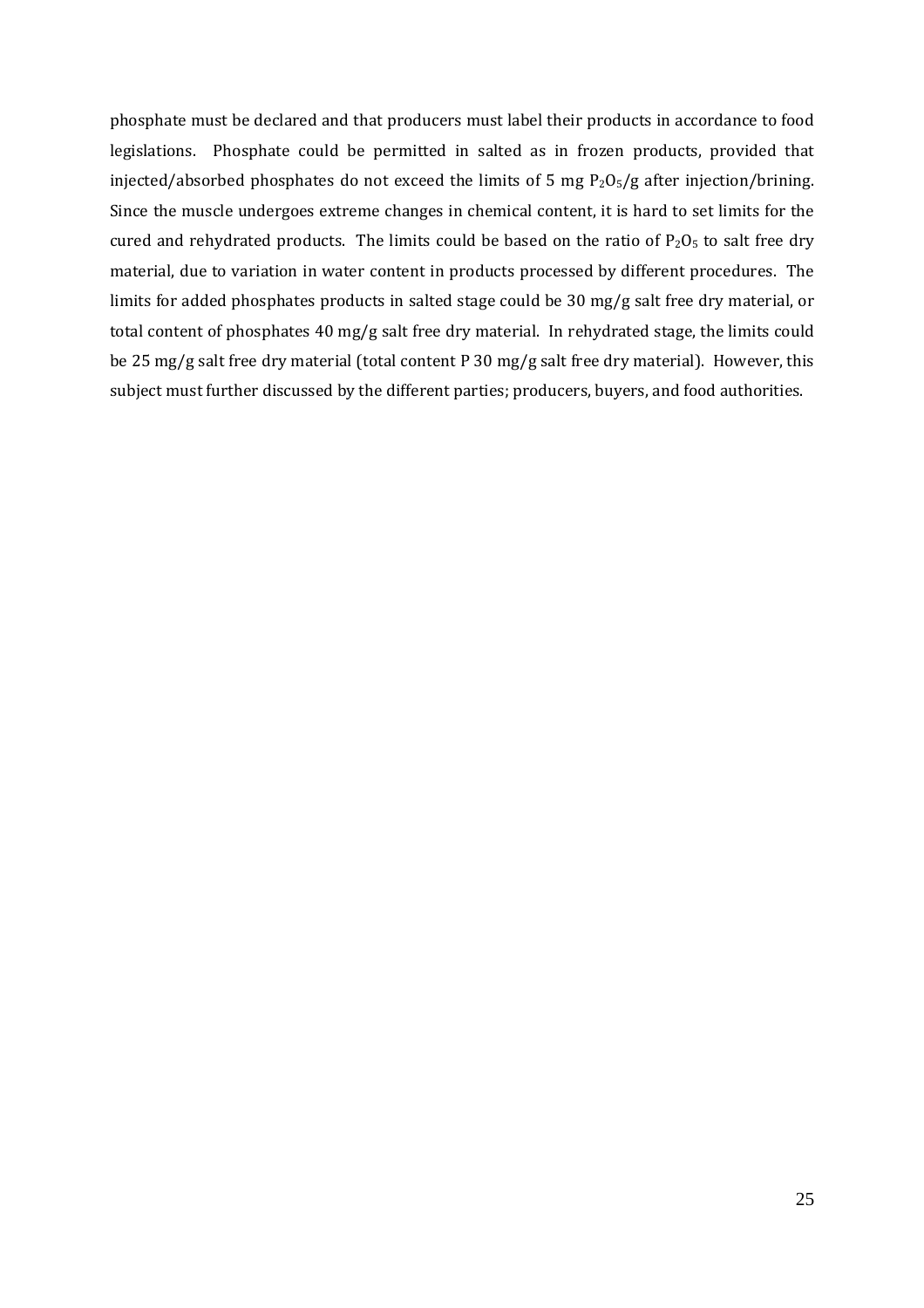phosphate must be declared and that producers must label their products in accordance to food legislations. Phosphate could be permitted in salted as in frozen products, provided that injected/absorbed phosphates do not exceed the limits of 5 mg $P_2O_5$/g after injection/brining. Since the muscle undergoes extreme changes in chemical content, it is hard to set limits for the cured and rehydrated products. The limits could be based on the ratio of $P_2O_5$ to salt free dry material, due to variation in water content in products processed by different procedures. The limits for added phosphates products in salted stage could be 30 mg/g salt free dry material, or total content of phosphates 40 mg/g salt free dry material. In rehydrated stage, the limits could be 25 mg/g salt free dry material (total content P 30 mg/g salt free dry material). However, this subject must further discussed by the different parties; producers, buyers, and food authorities.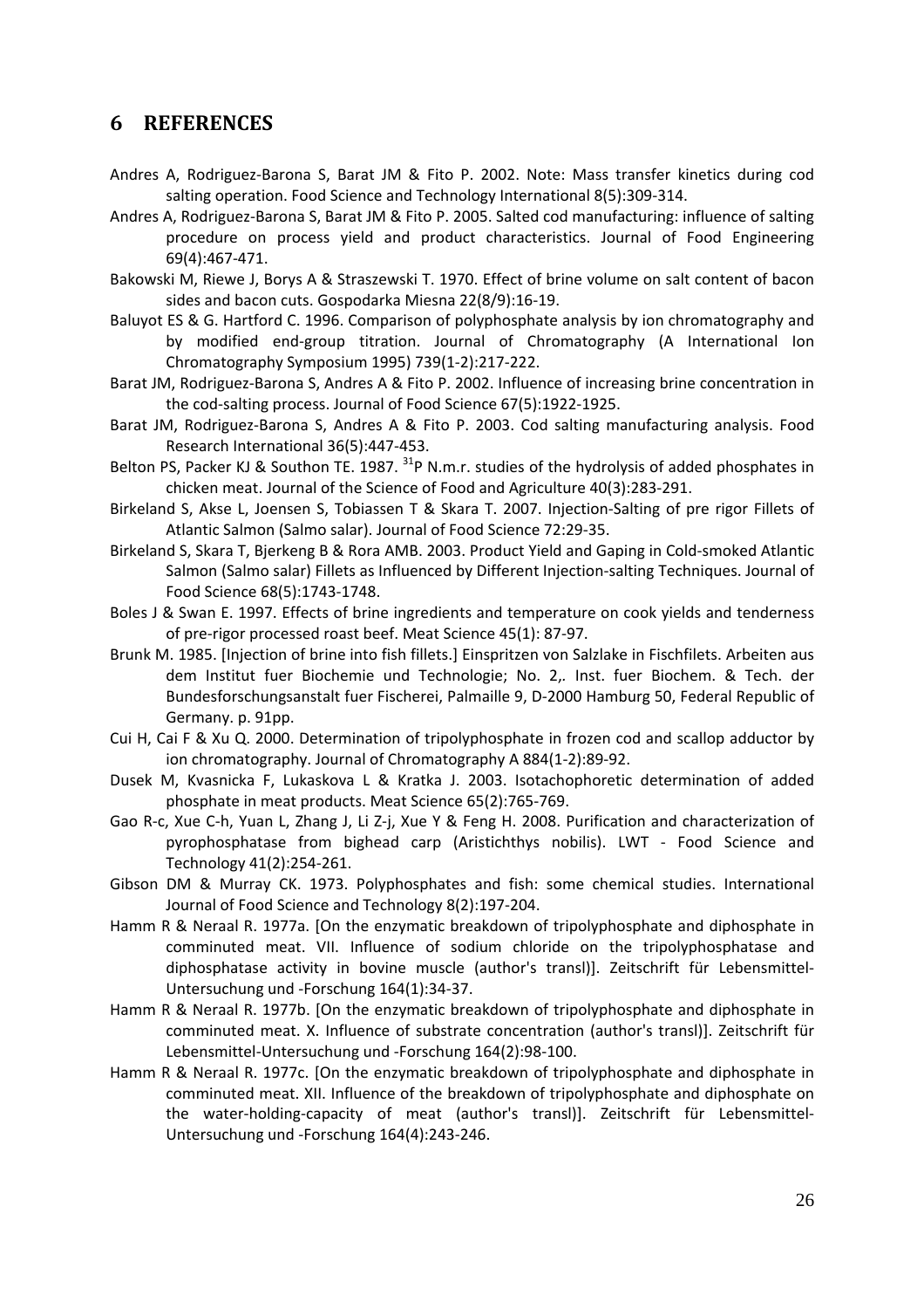# 6 REFERENCES

Andres A, Rodriguez-Barona S, Barat JM & Fito P. 2002. Note: Mass transfer kinetics during cod salting operation. Food Science and Technology International 8(5):309-314.

Andres A, Rodriguez-Barona S, Barat JM & Fito P. 2005. Salted cod manufacturing: influence of salting procedure on process yield and product characteristics. Journal of Food Engineering 69(4):467-471.

Bakowski M, Riewe J, Borys A & Straszewski T. 1970. Effect of brine volume on salt content of bacon sides and bacon cuts. Gospodarka Miesna 22(8/9):16-19.

Baluyot ES & G. Hartford C. 1996. Comparison of polyphosphate analysis by ion chromatography and by modified end-group titration. Journal of Chromatography (A International Ion Chromatography Symposium 1995) 739(1-2):217-222.

Barat JM, Rodriguez-Barona S, Andres A & Fito P. 2002. Influence of increasing brine concentration in the cod-salting process. Journal of Food Science 67(5):1922-1925.

Barat JM, Rodriguez-Barona S, Andres A & Fito P. 2003. Cod salting manufacturing analysis. Food Research International 36(5):447-453.

Belton PS, Packer KJ & Southon TE. 1987. $^{31}$P N.m.r. studies of the hydrolysis of added phosphates in chicken meat. Journal of the Science of Food and Agriculture 40(3):283-291.

Birkeland S, Akse L, Joensen S, Tobiassen T & Skara T. 2007. Injection-Salting of pre rigor Fillets of Atlantic Salmon (Salmo salar). Journal of Food Science 72:29-35.

Birkeland S, Skara T, Bjerkeng B & Rora AMB. 2003. Product Yield and Gaping in Cold-smoked Atlantic Salmon (Salmo salar) Fillets as Influenced by Different Injection-salting Techniques. Journal of Food Science 68(5):1743-1748.

Boles J & Swan E. 1997. Effects of brine ingredients and temperature on cook yields and tenderness of pre-rigor processed roast beef. Meat Science 45(1): 87-97.

Brunk M. 1985. [Injection of brine into fish fillets.] Einspritzen von Salzlake in Fischfilets. Arbeiten aus dem Institut fuer Biochemie und Technologie; No. 2,. Inst. fuer Biochem. & Tech. der Bundesforschungsanstalt fuer Fischerei, Palmaille 9, D-2000 Hamburg 50, Federal Republic of Germany. p. 91pp.

Cui H, Cai F & Xu Q. 2000. Determination of tripolyphosphate in frozen cod and scallop adductor by ion chromatography. Journal of Chromatography A 884(1-2):89-92.

Dusek M, Kvasnicka F, Lukaskova L & Kratka J. 2003. Isotachophoretic determination of added phosphate in meat products. Meat Science 65(2):765-769.

Gao R-c, Xue C-h, Yuan L, Zhang J, Li Z-j, Xue Y & Feng H. 2008. Purification and characterization of pyrophosphatase from bighead carp (Aristichthys nobilis). LWT - Food Science and Technology 41(2):254-261.

Gibson DM & Murray CK. 1973. Polyphosphates and fish: some chemical studies. International Journal of Food Science and Technology 8(2):197-204.

Hamm R & Neraal R. 1977a. [On the enzymatic breakdown of tripolyphosphate and diphosphate in comminuted meat. VII. Influence of sodium chloride on the tripolyphosphatase and diphosphatase activity in bovine muscle (author's transl)]. Zeitschrift für Lebensmittel-Untersuchung und -Forschung 164(1):34-37.

Hamm R & Neraal R. 1977b. [On the enzymatic breakdown of tripolyphosphate and diphosphate in comminuted meat. X. Influence of substrate concentration (author's transl)]. Zeitschrift für Lebensmittel-Untersuchung und -Forschung 164(2):98-100.

Hamm R & Neraal R. 1977c. [On the enzymatic breakdown of tripolyphosphate and diphosphate in comminuted meat. XII. Influence of the breakdown of tripolyphosphate and diphosphate on the water-holding-capacity of meat (author's transl)]. Zeitschrift für Lebensmittel-Untersuchung und -Forschung 164(4):243-246.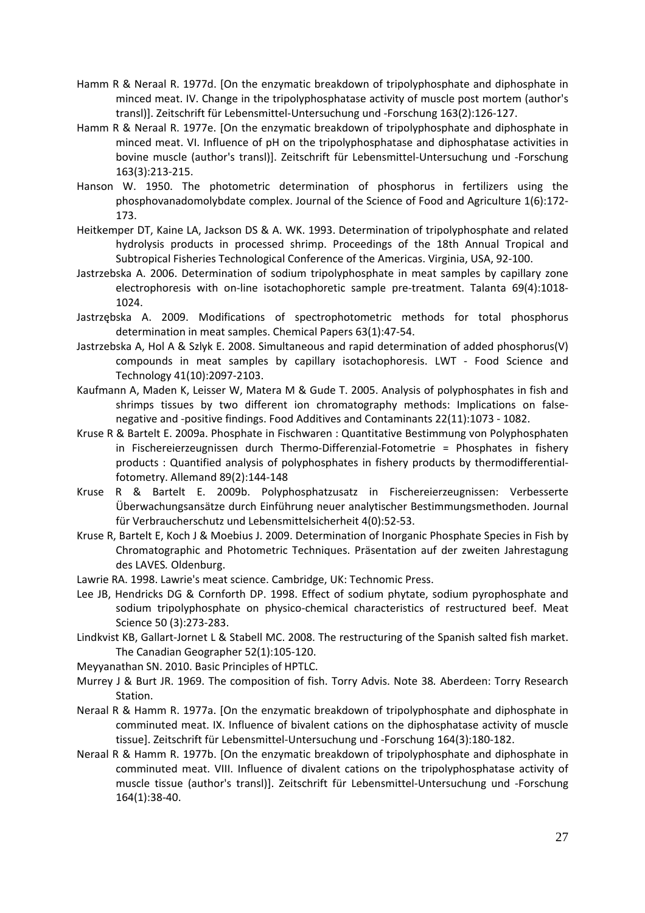Hamm R & Neraal R. 1977d. [On the enzymatic breakdown of tripolyphosphate and diphosphate in minced meat. IV. Change in the tripolyphosphatase activity of muscle post mortem (author's transl)]. Zeitschrift für Lebensmittel-Untersuchung und -Forschung 163(2):126-127.

Hamm R & Neraal R. 1977e. [On the enzymatic breakdown of tripolyphosphate and diphosphate in minced meat. VI. Influence of pH on the tripolyphosphatase and diphosphatase activities in bovine muscle (author's transl)]. Zeitschrift für Lebensmittel-Untersuchung und -Forschung 163(3):213-215.

Hanson W. 1950. The photometric determination of phosphorus in fertilizers using the phosphovanadomolybdate complex. Journal of the Science of Food and Agriculture 1(6):172-173.

Heitkemper DT, Kaine LA, Jackson DS & A. WK. 1993. Determination of tripolyphosphate and related hydrolysis products in processed shrimp. Proceedings of the 18th Annual Tropical and Subtropical Fisheries Technological Conference of the Americas. Virginia, USA, 92-100.

Jastrzebska A. 2006. Determination of sodium tripolyphosphate in meat samples by capillary zone electrophoresis with on-line isotachophoretic sample pre-treatment. Talanta 69(4):1018-1024.

Jastrzębska A. 2009. Modifications of spectrophotometric methods for total phosphorus determination in meat samples. Chemical Papers 63(1):47-54.

Jastrzebska A, Hol A & Szlyk E. 2008. Simultaneous and rapid determination of added phosphorus(V) compounds in meat samples by capillary isotachophoresis. LWT - Food Science and Technology 41(10):2097-2103.

Kaufmann A, Maden K, Leisser W, Matera M & Gude T. 2005. Analysis of polyphosphates in fish and shrimps tissues by two different ion chromatography methods: Implications on false-negative and -positive findings. Food Additives and Contaminants 22(11):1073 - 1082.

Kruse R & Bartelt E. 2009a. Phosphate in Fischwaren : Quantitative Bestimmung von Polyphosphaten in Fischereierzeugnissen durch Thermo-Differenzial-Fotometrie = Phosphates in fishery products : Quantified analysis of polyphosphates in fishery products by thermodifferential-fotometry. Allemand 89(2):144-148

Kruse R & Bartelt E. 2009b. Polyphosphatzusatz in Fischereierzeugnissen: Verbesserte Überwachungsansätze durch Einführung neuer analytischer Bestimmungsmethoden. Journal für Verbraucherschutz und Lebensmittelsicherheit 4(0):52-53.

Kruse R, Bartelt E, Koch J & Moebius J. 2009. Determination of Inorganic Phosphate Species in Fish by Chromatographic and Photometric Techniques. Präsentation auf der zweiten Jahrestagung des LAVES. Oldenburg.

Lawrie RA. 1998. Lawrie's meat science. Cambridge, UK: Technomic Press.

Lee JB, Hendricks DG & Cornforth DP. 1998. Effect of sodium phytate, sodium pyrophosphate and sodium tripolyphosphate on physico-chemical characteristics of restructured beef. Meat Science 50 (3):273-283.

Lindkvist KB, Gallart-Jornet L & Stabell MC. 2008. The restructuring of the Spanish salted fish market. The Canadian Geographer 52(1):105-120.

Meyyanathan SN. 2010. Basic Principles of HPTLC.

Murrey J & Burt JR. 1969. The composition of fish. Torry Advis. Note 38. Aberdeen: Torry Research Station.

Neraal R & Hamm R. 1977a. [On the enzymatic breakdown of tripolyphosphate and diphosphate in comminuted meat. IX. Influence of bivalent cations on the diphosphatase activity of muscle tissue]. Zeitschrift für Lebensmittel-Untersuchung und -Forschung 164(3):180-182.

Neraal R & Hamm R. 1977b. [On the enzymatic breakdown of tripolyphosphate and diphosphate in comminuted meat. VIII. Influence of divalent cations on the tripolyphosphatase activity of muscle tissue (author's transl)]. Zeitschrift für Lebensmittel-Untersuchung und -Forschung 164(1):38-40.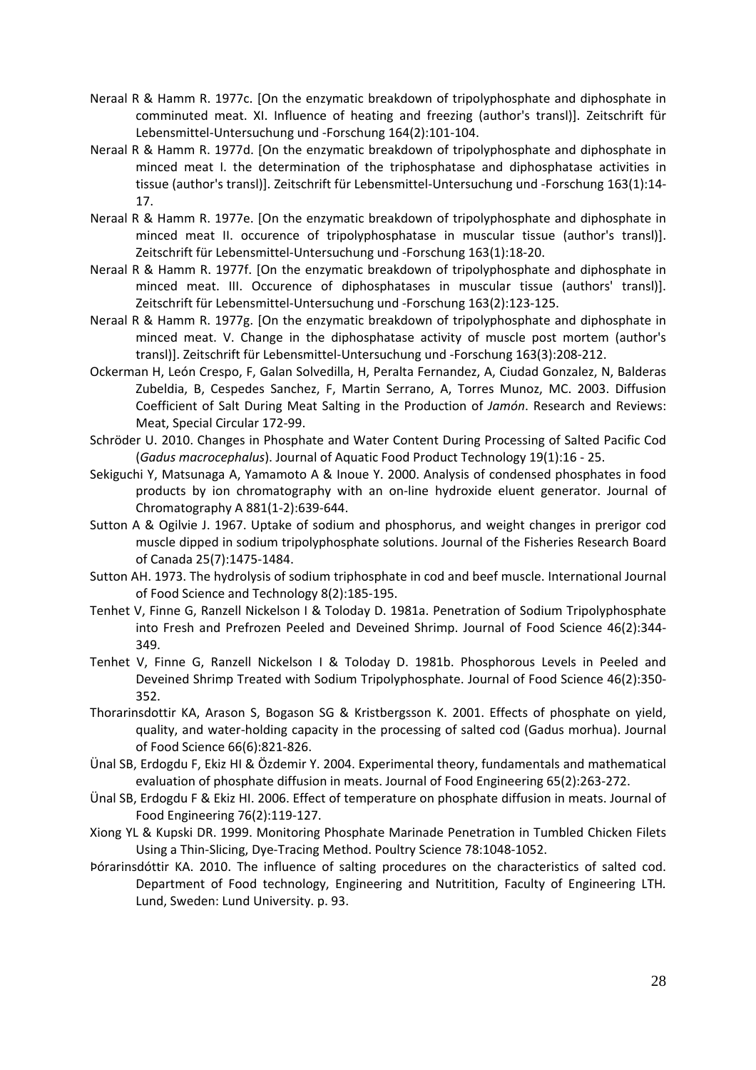Neraal R & Hamm R. 1977c. [On the enzymatic breakdown of tripolyphosphate and diphosphate in comminuted meat. XI. Influence of heating and freezing (author's transl)]. Zeitschrift für Lebensmittel-Untersuchung und -Forschung 164(2):101-104.

Neraal R & Hamm R. 1977d. [On the enzymatic breakdown of tripolyphosphate and diphosphate in minced meat I. the determination of the triphosphatase and diphosphatase activities in tissue (author's transl)]. Zeitschrift für Lebensmittel-Untersuchung und -Forschung 163(1):14-17.

Neraal R & Hamm R. 1977e. [On the enzymatic breakdown of tripolyphosphate and diphosphate in minced meat II. occurence of tripolyphosphatase in muscular tissue (author's transl)]. Zeitschrift für Lebensmittel-Untersuchung und -Forschung 163(1):18-20.

Neraal R & Hamm R. 1977f. [On the enzymatic breakdown of tripolyphosphate and diphosphate in minced meat. III. Occurence of diphosphatases in muscular tissue (authors' transl)]. Zeitschrift für Lebensmittel-Untersuchung und -Forschung 163(2):123-125.

Neraal R & Hamm R. 1977g. [On the enzymatic breakdown of tripolyphosphate and diphosphate in minced meat. V. Change in the diphosphatase activity of muscle post mortem (author's transl)]. Zeitschrift für Lebensmittel-Untersuchung und -Forschung 163(3):208-212.

Ockerman H, León Crespo, F, Galan Solvedilla, H, Peralta Fernandez, A, Ciudad Gonzalez, N, Balderas Zubeldia, B, Cespedes Sanchez, F, Martin Serrano, A, Torres Munoz, MC. 2003. Diffusion Coefficient of Salt During Meat Salting in the Production of *Jamón*. Research and Reviews: Meat, Special Circular 172-99.

Schröder U. 2010. Changes in Phosphate and Water Content During Processing of Salted Pacific Cod (*Gadus macrocephalus*). Journal of Aquatic Food Product Technology 19(1):16 - 25.

Sekiguchi Y, Matsunaga A, Yamamoto A & Inoue Y. 2000. Analysis of condensed phosphates in food products by ion chromatography with an on-line hydroxide eluent generator. Journal of Chromatography A 881(1-2):639-644.

Sutton A & Ogilvie J. 1967. Uptake of sodium and phosphorus, and weight changes in prerigor cod muscle dipped in sodium tripolyphosphate solutions. Journal of the Fisheries Research Board of Canada 25(7):1475-1484.

Sutton AH. 1973. The hydrolysis of sodium triphosphate in cod and beef muscle. International Journal of Food Science and Technology 8(2):185-195.

Tenhet V, Finne G, Ranzell Nickelson I & Toloday D. 1981a. Penetration of Sodium Tripolyphosphate into Fresh and Prefrozen Peeled and Deveined Shrimp. Journal of Food Science 46(2):344-349.

Tenhet V, Finne G, Ranzell Nickelson I & Toloday D. 1981b. Phosphorous Levels in Peeled and Deveined Shrimp Treated with Sodium Tripolyphosphate. Journal of Food Science 46(2):350-352.

Thorarinsdottir KA, Arason S, Bogason SG & Kristbergsson K. 2001. Effects of phosphate on yield, quality, and water-holding capacity in the processing of salted cod (Gadus morhua). Journal of Food Science 66(6):821-826.

Ünal SB, Erdogdu F, Ekiz HI & Özdemir Y. 2004. Experimental theory, fundamentals and mathematical evaluation of phosphate diffusion in meats. Journal of Food Engineering 65(2):263-272.

Ünal SB, Erdogdu F & Ekiz HI. 2006. Effect of temperature on phosphate diffusion in meats. Journal of Food Engineering 76(2):119-127.

Xiong YL & Kupski DR. 1999. Monitoring Phosphate Marinade Penetration in Tumbled Chicken Filets Using a Thin-Slicing, Dye-Tracing Method. Poultry Science 78:1048-1052.

Þórarinsdóttir KA. 2010. The influence of salting procedures on the characteristics of salted cod. Department of Food technology, Engineering and Nutritition, Faculty of Engineering LTH. Lund, Sweden: Lund University. p. 93.